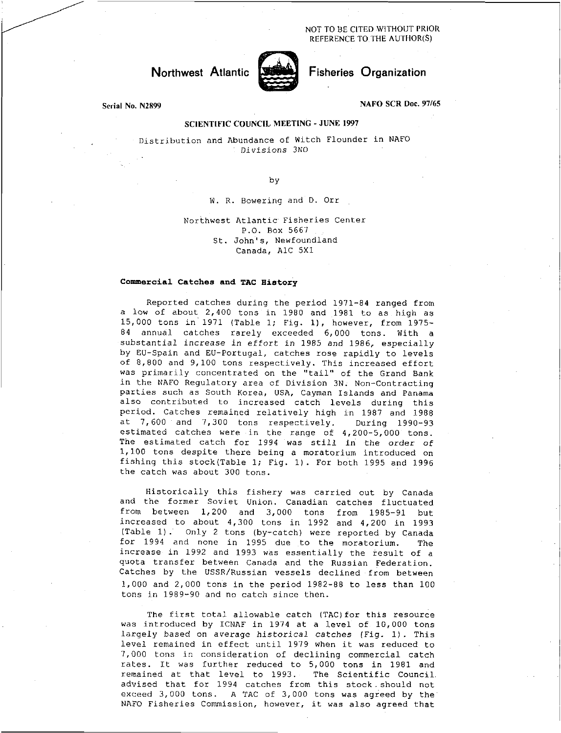NOT TO BE CITED WITHOUT PRIOR REFERENCE TO THE AUTHOR(S)

# Northwest Atlantic Fisheries Organization

Serial No. N2899 NAFO SCR Doc. 97/65

**SCIENTIFIC COUNCIL MEETING - JUNE 1997**

Distribution and Abundance of Witch Flounder in NAFO *Divisions 3NO*

by

W. R. Bowering and D. Orr

Northwest Atlantic Fisheries Center
P.O. Box 5667
St. John's, Newfoundland
Canada, A1C 5X1

### Commercial Catches and TAC History

Reported catches during the period 1971-84 ranged from a low of about 2,400 tons in 1980 and 1981 to as high as 15,000 tons in 1971 (Table 1; Fig. 1), however, from 1975-84 annual catches rarely exceeded 6,000 tons. With a substantial *increase in effort* in 1985 and 1986, especially by EU-Spain and EU-Portugal, catches rose rapidly to levels of 8,800 and 9,100 tons respectively. This increased effort was primarily concentrated on the "tail" of the Grand Bank in the NAFO Regulatory area of Division 3N. Non-Contracting parties such as South Korea, USA, Cayman Islands and Panama also contributed to increased catch levels during this period. Catches remained relatively high in 1987 and 1988 at 7,600 and 7,300 tons respectively. During 1990-93 estimated catches were in the range of 4,200-5,000 tons. The estimated catch for 1994 was still in the order of 1,100 tons despite there being a moratorium introduced on fishing this stock (Table 1; Fig. 1). For both 1995 and 1996 the catch was about 300 tons.

Historically this fishery was carried out by Canada and the former Soviet Union. Canadian catches fluctuated from between 1,200 and 3,000 tons from 1985-91 but increased to about 4,300 tons in 1992 and 4,200 in 1993 (Table 1). Only 2 tons (by-catch) were reported by Canada for 1994 and none in 1995 due to the moratorium. The increase in 1992 and 1993 was essentially the result of a quota transfer between Canada and the Russian Federation. Catches by the USSR/Russian vessels declined from between 1,000 and 2,000 tons in the period 1982-88 to less than 100 tons in 1989-90 and no catch since then.

The first total allowable catch (TAC) for this resource was introduced by ICNAF in 1974 at a level of 10,000 tons largely based on average *historical catches* (Fig. 1). This level remained in effect until 1979 when it was reduced to 7,000 tons in consideration of declining commercial catch rates. It was further reduced to 5,000 tons in 1981 and remained at that level to 1993. The Scientific Council advised that for 1994 catches from this stock should not exceed 3,000 tons. A TAC of 3,000 tons was agreed by the NAFO Fisheries Commission, however, it was also agreed that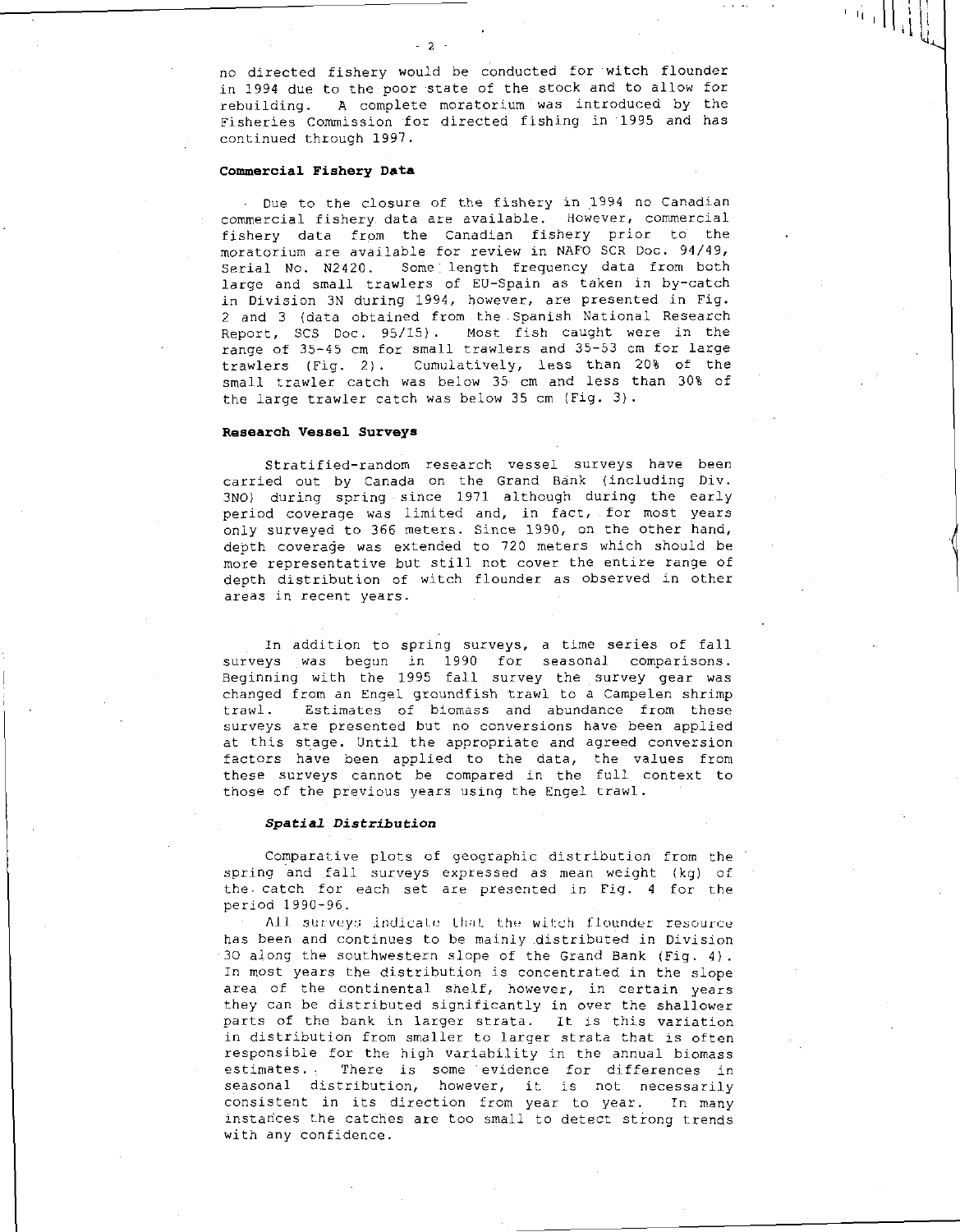no directed fishery would be conducted for witch flounder in 1994 due to the poor state of the stock and to allow for rebuilding. A complete moratorium was introduced by the Fisheries Commission for directed fishing in 1995 and has continued through 1997.

### Commercial Fishery Data

Due to the closure of the fishery in 1994 no Canadian commercial fishery data are available. However, commercial fishery data from the Canadian fishery prior to the moratorium are available for review in NAFO SCR Doc. 94/49, Serial No. N2420. Some length frequency data from both large and small trawlers of EU-Spain as taken in by-catch in Division 3N during 1994, however, are presented in Fig. 2 and 3 (data obtained from the Spanish National Research Report, SCS Doc. 95/15). Most fish caught were in the range of 35-45 cm for small trawlers and 35-53 cm for large trawlers (Fig. 2). Cumulatively, less than 20% of the small trawler catch was below 35 cm and less than 30% of the large trawler catch was below 35 cm (Fig. 3).

### Research Vessel Surveys

Stratified-random research vessel surveys have been carried out by Canada on the Grand Bank (including Div. 3NO) during spring since 1971 although during the early period coverage was limited and, in fact, for most years only surveyed to 366 meters. Since 1990, on the other hand, depth coverage was extended to 720 meters which should be more representative but still not cover the entire range of depth distribution of witch flounder as observed in other areas in recent years.

In addition to spring surveys, a time series of fall surveys was begun in 1990 for seasonal comparisons. Beginning with the 1995 fall survey the survey gear was changed from an Engel groundfish trawl to a Campelen shrimp trawl. Estimates of biomass and abundance from these surveys are presented but no conversions have been applied at this stage. Until the appropriate and agreed conversion factors have been applied to the data, the values from these surveys cannot be compared in the full context to those of the previous years using the Engel trawl.

#### *Spatial Distribution*

Comparative plots of geographic distribution from the spring and fall surveys expressed as mean weight (kg) of the catch for each set are presented in Fig. 4 for the period 1990-96.

All surveys indicate that the witch flounder resource has been and continues to be mainly distributed in Division 3O along the southwestern slope of the Grand Bank (Fig. 4). In most years the distribution is concentrated in the slope area of the continental shelf, however, in certain years they can be distributed significantly in over the shallower parts of the bank in larger strata. It is this variation in distribution from smaller to larger strata that is often responsible for the high variability in the annual biomass estimates. There is some evidence for differences in seasonal distribution, however, it is not necessarily consistent in its direction from year to year. In many instances the catches are too small to detect strong trends with any confidence.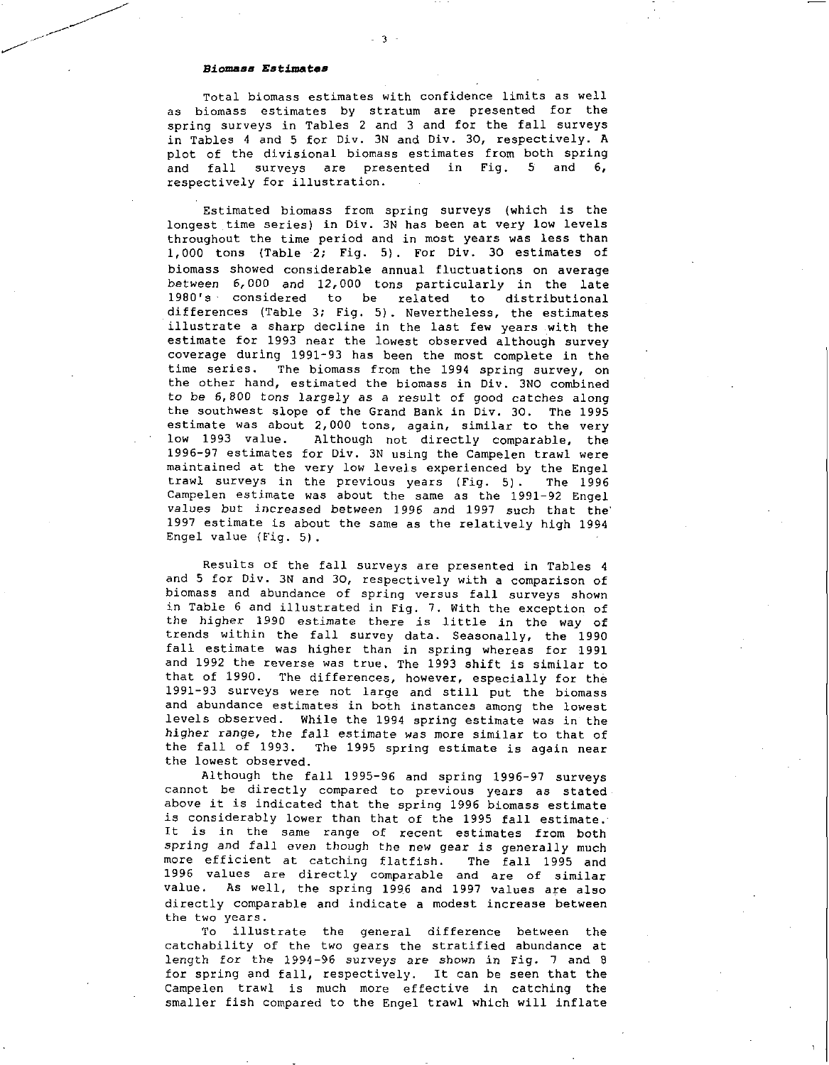### *Biomass Estimates*

Total biomass estimates with confidence limits as well as biomass estimates by stratum are presented for the spring surveys in Tables 2 and 3 and for the fall surveys in Tables 4 and 5 for Div. 3N and Div. 3O, respectively. A plot of the divisional biomass estimates from both spring and fall surveys are presented in Fig. 5 and 6, respectively for illustration.

Estimated biomass from spring surveys (which is the longest time series) in Div. 3N has been at very low levels throughout the time period and in most years was less than 1,000 tons (Table 2; Fig. 5). For Div. 3O estimates of biomass showed considerable annual fluctuations on average between 6,000 and 12,000 tons particularly in the late 1980's considered to be related to distributional differences (Table 3; Fig. 5). Nevertheless, the estimates illustrate a sharp decline in the last few years with the estimate for 1993 near the lowest observed although survey coverage during 1991-93 has been the most complete in the time series. The biomass from the 1994 spring survey, on the other hand, estimated the biomass in Div. 3NO combined to be 6,800 tons largely as a result of good catches along the southwest slope of the Grand Bank in Div. 3O. The 1995 estimate was about 2,000 tons, again, similar to the very low 1993 value. Although not directly comparable, the 1996-97 estimates for Div. 3N using the Campelen trawl were maintained at the very low levels experienced by the Engel trawl surveys in the previous years (Fig. 5). The 1996 Campelen estimate was about the same as the 1991-92 Engel values but increased between 1996 and 1997 such that the 1997 estimate is about the same as the relatively high 1994 Engel value (Fig. 5).

Results of the fall surveys are presented in Tables 4 and 5 for Div. 3N and 3O, respectively with a comparison of biomass and abundance of spring versus fall surveys shown in Table 6 and illustrated in Fig. 7. With the exception of the higher 1990 estimate there is little in the way of trends within the fall survey data. Seasonally, the 1990 fall estimate was higher than in spring whereas for 1991 and 1992 the reverse was true. The 1993 shift is similar to that of 1990. The differences, however, especially for the 1991-93 surveys were not large and still put the biomass and abundance estimates in both instances among the lowest levels observed. While the 1994 spring estimate was in the higher range, the fall estimate was more similar to that of the fall of 1993. The 1995 spring estimate is again near the lowest observed.

Although the fall 1995-96 and spring 1996-97 surveys cannot be directly compared to previous years as stated above it is indicated that the spring 1996 biomass estimate is considerably lower than that of the 1995 fall estimate. It is in the same range of recent estimates from both spring and fall even though the new gear is generally much more efficient at catching flatfish. The fall 1995 and 1996 values are directly comparable and are of similar value. As well, the spring 1996 and 1997 values are also directly comparable and indicate a modest increase between the two years.

To illustrate the general difference between the catchability of the two gears the stratified abundance at length for the 1994-96 surveys are shown in Fig. 7 and 8 for spring and fall, respectively. It can be seen that the Campelen trawl is much more effective in catching the smaller fish compared to the Engel trawl which will inflate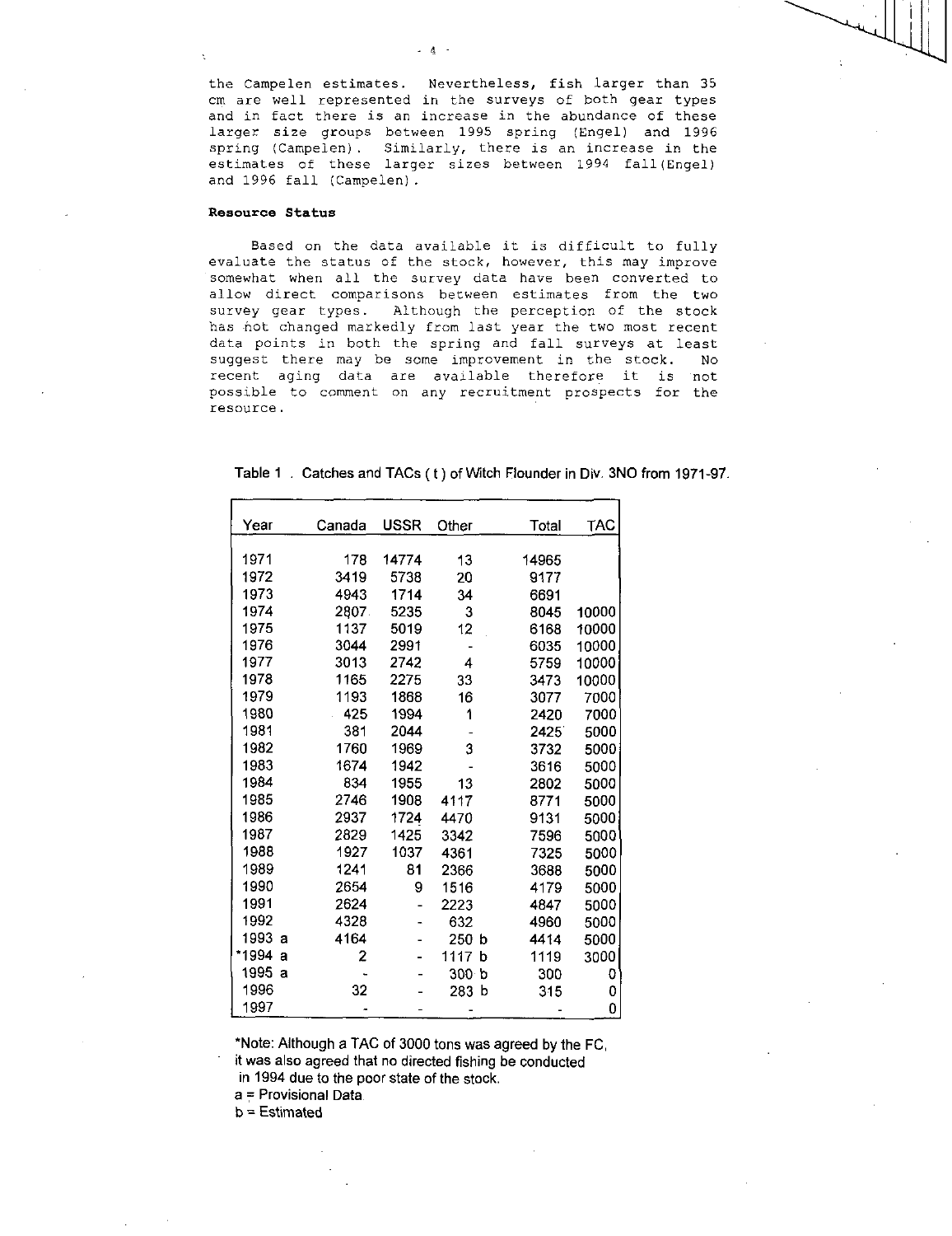the Campelen estimates. Nevertheless, fish larger than 35 cm are well represented in the surveys of both gear types and in fact there is an increase in the abundance of these larger size groups between 1995 spring (Engel) and 1996 spring (Campelen). Similarly, there is an increase in the estimates of these larger sizes between 1994 fall(Engel) and 1996 fall (Campelen).

**Resource Status**

Based on the data available it is difficult to fully evaluate the status of the stock, however, this may improve somewhat when all the survey data have been converted to allow direct comparisons between estimates from the two survey gear types. Although the perception of the stock has not changed markedly from last year the two most recent data points in both the spring and fall surveys at least suggest there may be some improvement in the stock. No recent aging data are available therefore it is not possible to comment on any recruitment prospects for the resource.

Table 1 . Catches and TACs ( t ) of Witch Flounder in Div. 3NO from 1971-97.

| Year | Canada | USSR | Other | Total | TAC |
|---|---|---|---|---|---|
| 1971 | 178 | 14774 | 13 | 14965 | |
| 1972 | 3419 | 5738 | 20 | 9177 | |
| 1973 | 4943 | 1714 | 34 | 6691 | |
| 1974 | 2807 | 5235 | 3 | 8045 | 10000 |
| 1975 | 1137 | 5019 | 12 | 6168 | 10000 |
| 1976 | 3044 | 2991 | - | 6035 | 10000 |
| 1977 | 3013 | 2742 | 4 | 5759 | 10000 |
| 1978 | 1165 | 2275 | 33 | 3473 | 10000 |
| 1979 | 1193 | 1868 | 16 | 3077 | 7000 |
| 1980 | 425 | 1994 | 1 | 2420 | 7000 |
| 1981 | 381 | 2044 | - | 2425 | 5000 |
| 1982 | 1760 | 1969 | 3 | 3732 | 5000 |
| 1983 | 1674 | 1942 | - | 3616 | 5000 |
| 1984 | 834 | 1955 | 13 | 2802 | 5000 |
| 1985 | 2746 | 1908 | 4117 | 8771 | 5000 |
| 1986 | 2937 | 1724 | 4470 | 9131 | 5000 |
| 1987 | 2829 | 1425 | 3342 | 7596 | 5000 |
| 1988 | 1927 | 1037 | 4361 | 7325 | 5000 |
| 1989 | 1241 | 81 | 2366 | 3688 | 5000 |
| 1990 | 2654 | 9 | 1516 | 4179 | 5000 |
| 1991 | 2624 | - | 2223 | 4847 | 5000 |
| 1992 | 4328 | - | 632 | 4960 | 5000 |
| 1993 a | 4164 | - | 250 b | 4414 | 5000 |
| *1994 a | 2 | - | 1117 b | 1119 | 3000 |
| 1995 a | - | - | 300 b | 300 | 0 |
| 1996 | 32 | - | 283 b | 315 | 0 |
| 1997 | - | - | - | - | 0 |

*Note: Although a TAC of 3000 tons was agreed by the FC, it was also agreed that no directed fishing be conducted in 1994 due to the poor state of the stock.

a = Provisional Data

b = Estimated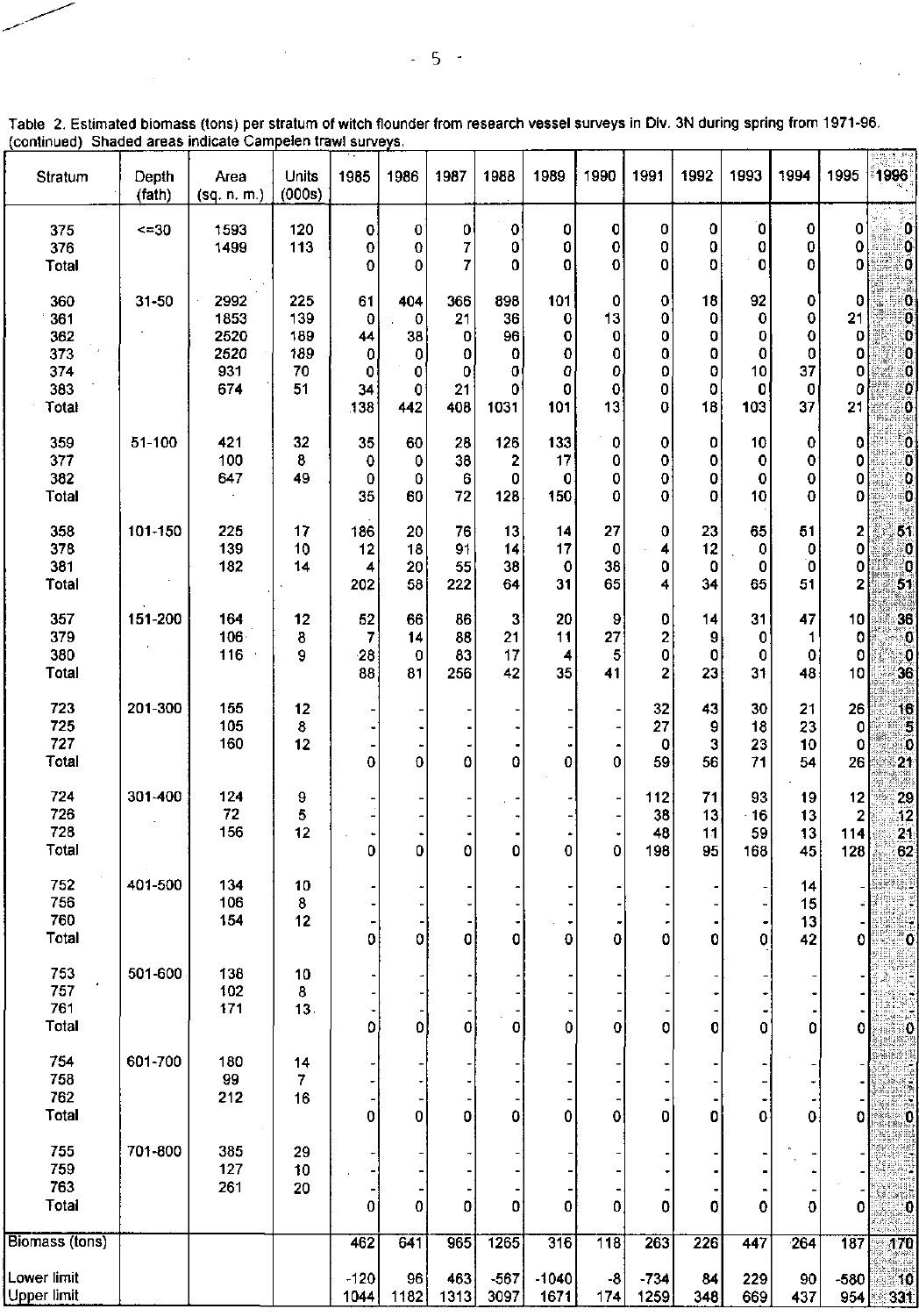Table 2. Estimated biomass (tons) per stratum of witch flounder from research vessel surveys in Div. 3N during spring from 1971-96. (continued) Shaded areas indicate Campelen trawl surveys.

| Stratum | Depth (fath) | Area (sq. n. m.) | Units (000s) | 1985 | 1986 | 1987 | 1988 | 1989 | 1990 | 1991 | 1992 | 1993 | 1994 | 1995 | 1996 |
|---|---|---|---|---|---|---|---|---|---|---|---|---|---|---|---|
| 375 | <=30 | 1593 | 120 | 0 | 0 | 0 | 0 | 0 | 0 | 0 | 0 | 0 | 0 | 0 | 0 |
| 376 | | 1499 | 113 | 0 | 0 | 7 | 0 | 0 | 0 | 0 | 0 | 0 | 0 | 0 | 0 |
| Total | | | | 0 | 0 | 7 | 0 | 0 | 0 | 0 | 0 | 0 | 0 | 0 | 0 |
| 360 | 31-50 | 2992 | 225 | 61 | 404 | 366 | 898 | 101 | 0 | 0 | 18 | 92 | 0 | 0 | 0 |
| 361 | | 1853 | 139 | 0 | 0 | 21 | 36 | 0 | 13 | 0 | 0 | 0 | 0 | 21 | 0 |
| 362 | | 2520 | 189 | 44 | 38 | 0 | 96 | 0 | 0 | 0 | 0 | 0 | 0 | 0 | 0 |
| 373 | | 2520 | 189 | 0 | 0 | 0 | 0 | 0 | 0 | 0 | 0 | 0 | 0 | 0 | 0 |
| 374 | | 931 | 70 | 0 | 0 | 0 | 0 | 0 | 0 | 0 | 0 | 10 | 37 | 0 | 0 |
| 383 | | 674 | 51 | 34 | 0 | 21 | 0 | 0 | 0 | 0 | 0 | 0 | 0 | 0 | 0 |
| Total | | | | 138 | 442 | 408 | 1031 | 101 | 13 | 0 | 18 | 103 | 37 | 21 | 0 |
| 359 | 51-100 | 421 | 32 | 35 | 60 | 28 | 126 | 133 | 0 | 0 | 0 | 10 | 0 | 0 | 0 |
| 377 | | 100 | 8 | 0 | 0 | 38 | 2 | 17 | 0 | 0 | 0 | 0 | 0 | 0 | 0 |
| 382 | | 647 | 49 | 0 | 0 | 6 | 0 | 0 | 0 | 0 | 0 | 0 | 0 | 0 | 0 |
| Total | | | | 35 | 60 | 72 | 128 | 150 | 0 | 0 | 0 | 10 | 0 | 0 | 0 |
| 358 | 101-150 | 225 | 17 | 186 | 20 | 76 | 13 | 14 | 27 | 0 | 23 | 65 | 51 | 2 | 51 |
| 378 | | 139 | 10 | 12 | 18 | 91 | 14 | 17 | 0 | 4 | 12 | 0 | 0 | 0 | 0 |
| 381 | | 182 | 14 | 4 | 20 | 55 | 38 | 0 | 38 | 0 | 0 | 0 | 0 | 0 | 0 |
| Total | | | | 202 | 58 | 222 | 64 | 31 | 65 | 4 | 34 | 65 | 51 | 2 | 51 |
| 357 | 151-200 | 164 | 12 | 52 | 66 | 86 | 3 | 20 | 9 | 0 | 14 | 31 | 47 | 10 | 36 |
| 379 | | 106 | 8 | 7 | 14 | 88 | 21 | 11 | 27 | 2 | 9 | 0 | 1 | 0 | 0 |
| 380 | | 116 | 9 | 28 | 0 | 83 | 17 | 4 | 5 | 0 | 0 | 0 | 0 | 0 | 0 |
| Total | | | | 88 | 81 | 256 | 42 | 35 | 41 | 2 | 23 | 31 | 48 | 10 | 36 |
| 723 | 201-300 | 155 | 12 | - | - | - | - | - | - | 32 | 43 | 30 | 21 | 26 | 16 |
| 725 | | 105 | 8 | - | - | - | - | - | - | 27 | 9 | 18 | 23 | 0 | 5 |
| 727 | | 160 | 12 | - | - | - | - | - | - | 0 | 3 | 23 | 10 | 0 | 0 |
| Total | | | | 0 | 0 | 0 | 0 | 0 | 0 | 59 | 56 | 71 | 54 | 26 | 21 |
| 724 | 301-400 | 124 | 9 | - | - | - | - | - | - | 112 | 71 | 93 | 19 | 12 | 29 |
| 726 | | 72 | 5 | - | - | - | - | - | - | 38 | 13 | 16 | 13 | 2 | 12 |
| 728 | | 156 | 12 | - | - | - | - | - | - | 48 | 11 | 59 | 13 | 114 | 21 |
| Total | | | | 0 | 0 | 0 | 0 | 0 | 0 | 198 | 95 | 168 | 45 | 128 | 62 |
| 752 | 401-500 | 134 | 10 | - | - | - | - | - | - | - | - | - | 14 | - | - |
| 756 | | 106 | 8 | - | - | - | - | - | - | - | - | - | 15 | - | - |
| 760 | | 154 | 12 | - | - | - | - | - | - | - | - | - | 13 | - | - |
| Total | | | | 0 | 0 | 0 | 0 | 0 | 0 | 0 | 0 | 0 | 42 | 0 | 0 |
| 753 | 501-600 | 138 | 10 | - | - | - | - | - | - | - | - | - | - | - | - |
| 757 | | 102 | 8 | - | - | - | - | - | - | - | - | - | - | - | - |
| 761 | | 171 | 13 | - | - | - | - | - | - | - | - | - | - | - | - |
| Total | | | | 0 | 0 | 0 | 0 | 0 | 0 | 0 | 0 | 0 | 0 | 0 | 0 |
| 754 | 601-700 | 180 | 14 | - | - | - | - | - | - | - | - | - | - | - | - |
| 758 | | 99 | 7 | - | - | - | - | - | - | - | - | - | - | - | - |
| 762 | | 212 | 16 | - | - | - | - | - | - | - | - | - | - | - | - |
| Total | | | | 0 | 0 | 0 | 0 | 0 | 0 | 0 | 0 | 0 | 0 | 0 | 0 |
| 755 | 701-800 | 385 | 29 | - | - | - | - | - | - | - | - | - | - | - | - |
| 759 | | 127 | 10 | - | - | - | - | - | - | - | - | - | - | - | - |
| 763 | | 261 | 20 | - | - | - | - | - | - | - | - | - | - | - | - |
| Total | | | | 0 | 0 | 0 | 0 | 0 | 0 | 0 | 0 | 0 | 0 | 0 | 0 |
| Biomass (tons) | | | | 462 | 641 | 965 | 1265 | 316 | 118 | 263 | 226 | 447 | 264 | 187 | 170 |
| Lower limit | | | | -120 | 96 | 463 | -567 | -1040 | -8 | -734 | 84 | 229 | 90 | -580 | 10 |
| Upper limit | | | | 1044 | 1182 | 1313 | 3097 | 1671 | 174 | 1259 | 348 | 669 | 437 | 954 | 331 |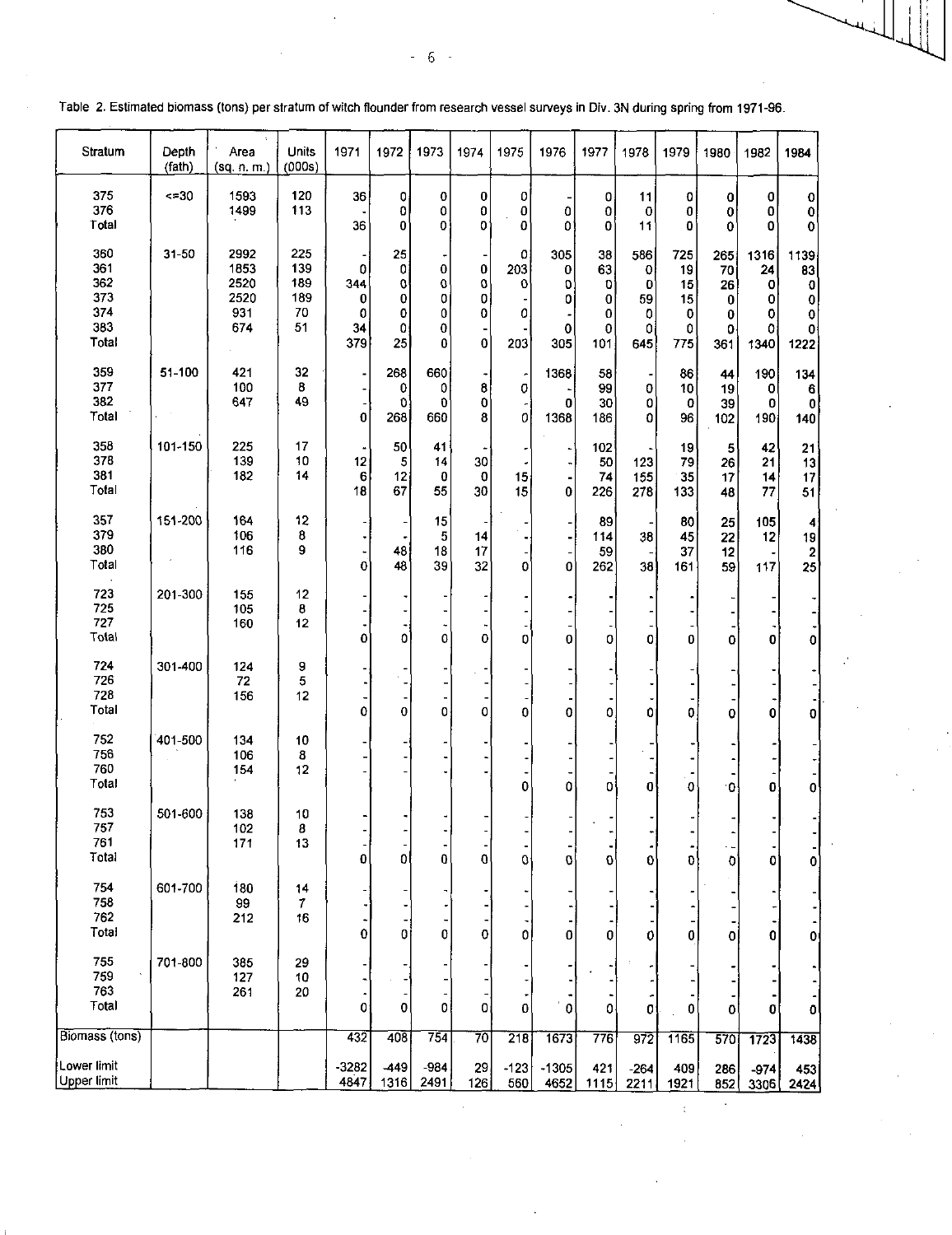Table 2. Estimated biomass (tons) per stratum of witch flounder from research vessel surveys in Div. 3N during spring from 1971-96.

| Stratum | Depth (fath) | Area (sq. n. m.) | Units (000s) | 1971 | 1972 | 1973 | 1974 | 1975 | 1976 | 1977 | 1978 | 1979 | 1980 | 1982 | 1984 |
|---|---|---|---|---|---|---|---|---|---|---|---|---|---|---|---|
| 375 | <=30 | 1593 | 120 | 36 | 0 | 0 | 0 | 0 | - | 0 | 11 | 0 | 0 | 0 | 0 |
| 376 | | 1499 | 113 | - | 0 | 0 | 0 | 0 | 0 | 0 | 0 | 0 | 0 | 0 | 0 |
| Total | | | | 36 | 0 | 0 | 0 | 0 | 0 | 0 | 11 | 0 | 0 | 0 | 0 |
| 360 | 31-50 | 2992 | 225 | - | 25 | - | - | 0 | 305 | 38 | 586 | 725 | 265 | 1316 | 1139 |
| 361 | | 1853 | 139 | 0 | 0 | 0 | 0 | 203 | 0 | 63 | 0 | 19 | 70 | 24 | 83 |
| 362 | | 2520 | 189 | 344 | 0 | 0 | 0 | 0 | 0 | 0 | 0 | 15 | 26 | 0 | 0 |
| 373 | | 2520 | 189 | 0 | 0 | 0 | 0 | - | 0 | 0 | 59 | 15 | 0 | 0 | 0 |
| 374 | | 931 | 70 | 0 | 0 | 0 | 0 | 0 | - | 0 | 0 | 0 | 0 | 0 | 0 |
| 383 | | 674 | 51 | 34 | 0 | 0 | - | - | 0 | 0 | 0 | 0 | 0 | 0 | 0 |
| Total | | | | 379 | 25 | 0 | 0 | 203 | 305 | 101 | 645 | 775 | 361 | 1340 | 1222 |
| 359 | 51-100 | 421 | 32 | - | 268 | 660 | - | - | 1368 | 58 | - | 86 | 44 | 190 | 134 |
| 377 | | 100 | 8 | - | 0 | 0 | 8 | 0 | - | 99 | 0 | 10 | 19 | 0 | 6 |
| 382 | | 647 | 49 | - | 0 | 0 | 0 | - | 0 | 30 | 0 | 0 | 39 | 0 | 0 |
| Total | | | | 0 | 268 | 660 | 8 | 0 | 1368 | 186 | 0 | 96 | 102 | 190 | 140 |
| 358 | 101-150 | 225 | 17 | - | 50 | 41 | - | - | - | 102 | - | 19 | 5 | 42 | 21 |
| 378 | | 139 | 10 | 12 | 5 | 14 | 30 | - | - | 50 | 123 | 79 | 26 | 21 | 13 |
| 381 | | 182 | 14 | 6 | 12 | 0 | 0 | 15 | - | 74 | 155 | 35 | 17 | 14 | 17 |
| Total | | | | 18 | 67 | 55 | 30 | 15 | 0 | 226 | 278 | 133 | 48 | 77 | 51 |
| 357 | 151-200 | 164 | 12 | - | - | 15 | - | - | - | 89 | - | 80 | 25 | 105 | 4 |
| 379 | | 106 | 8 | - | - | 5 | 14 | - | - | 114 | 38 | 45 | 22 | 12 | 19 |
| 380 | | 116 | 9 | - | 48 | 18 | 17 | - | - | 59 | - | 37 | 12 | - | 2 |
| Total | | | | 0 | 48 | 39 | 32 | 0 | 0 | 262 | 38 | 161 | 59 | 117 | 25 |
| 723 | 201-300 | 155 | 12 | - | - | - | - | - | - | - | - | - | - | - | - |
| 725 | | 105 | 8 | - | - | - | - | - | - | - | - | - | - | - | - |
| 727 | | 160 | 12 | - | - | - | - | - | - | - | - | - | - | - | - |
| Total | | | | 0 | 0 | 0 | 0 | 0 | 0 | 0 | 0 | 0 | 0 | 0 | 0 |
| 724 | 301-400 | 124 | 9 | - | - | - | - | - | - | - | - | - | - | - | - |
| 726 | | 72 | 5 | - | - | - | - | - | - | - | - | - | - | - | - |
| 728 | | 156 | 12 | - | - | - | - | - | - | - | - | - | - | - | - |
| Total | | | | 0 | 0 | 0 | 0 | 0 | 0 | 0 | 0 | 0 | 0 | 0 | 0 |
| 752 | 401-500 | 134 | 10 | - | - | - | - | - | - | - | - | - | - | - | - |
| 756 | | 106 | 8 | - | - | - | - | - | - | - | - | - | - | - | - |
| 760 | | 154 | 12 | - | - | - | - | - | - | - | - | - | - | - | - |
| Total | | | | | | | | 0 | 0 | 0 | 0 | 0 | 0 | 0 | 0 |
| 753 | 501-600 | 138 | 10 | - | - | - | - | - | - | - | - | - | - | - | - |
| 757 | | 102 | 8 | - | - | - | - | - | - | - | - | - | - | - | - |
| 761 | | 171 | 13 | - | - | - | - | - | - | - | - | - | - | - | - |
| Total | | | | 0 | 0 | 0 | 0 | 0 | 0 | 0 | 0 | 0 | 0 | 0 | 0 |
| 754 | 601-700 | 180 | 14 | - | - | - | - | - | - | - | - | - | - | - | - |
| 758 | | 99 | 7 | - | - | - | - | - | - | - | - | - | - | - | - |
| 762 | | 212 | 16 | - | - | - | - | - | - | - | - | - | - | - | - |
| Total | | | | 0 | 0 | 0 | 0 | 0 | 0 | 0 | 0 | 0 | 0 | 0 | 0 |
| 755 | 701-800 | 385 | 29 | - | - | - | - | - | - | - | - | - | - | - | - |
| 759 | | 127 | 10 | - | - | - | - | - | - | - | - | - | - | - | - |
| 763 | | 261 | 20 | - | - | - | - | - | - | - | - | - | - | - | - |
| Total | | | | 0 | 0 | 0 | 0 | 0 | 0 | 0 | 0 | 0 | 0 | 0 | 0 |
| Biomass (tons) | | | | 432 | 408 | 754 | 70 | 218 | 1673 | 776 | 972 | 1165 | 570 | 1723 | 1438 |
| Lower limit | | | | -3282 | -449 | -984 | 29 | -123 | -1305 | 421 | -264 | 409 | 286 | -974 | 453 |
| Upper limit | | | | 4847 | 1316 | 2491 | 126 | 560 | 4652 | 1115 | 2211 | 1921 | 852 | 3306 | 2424 |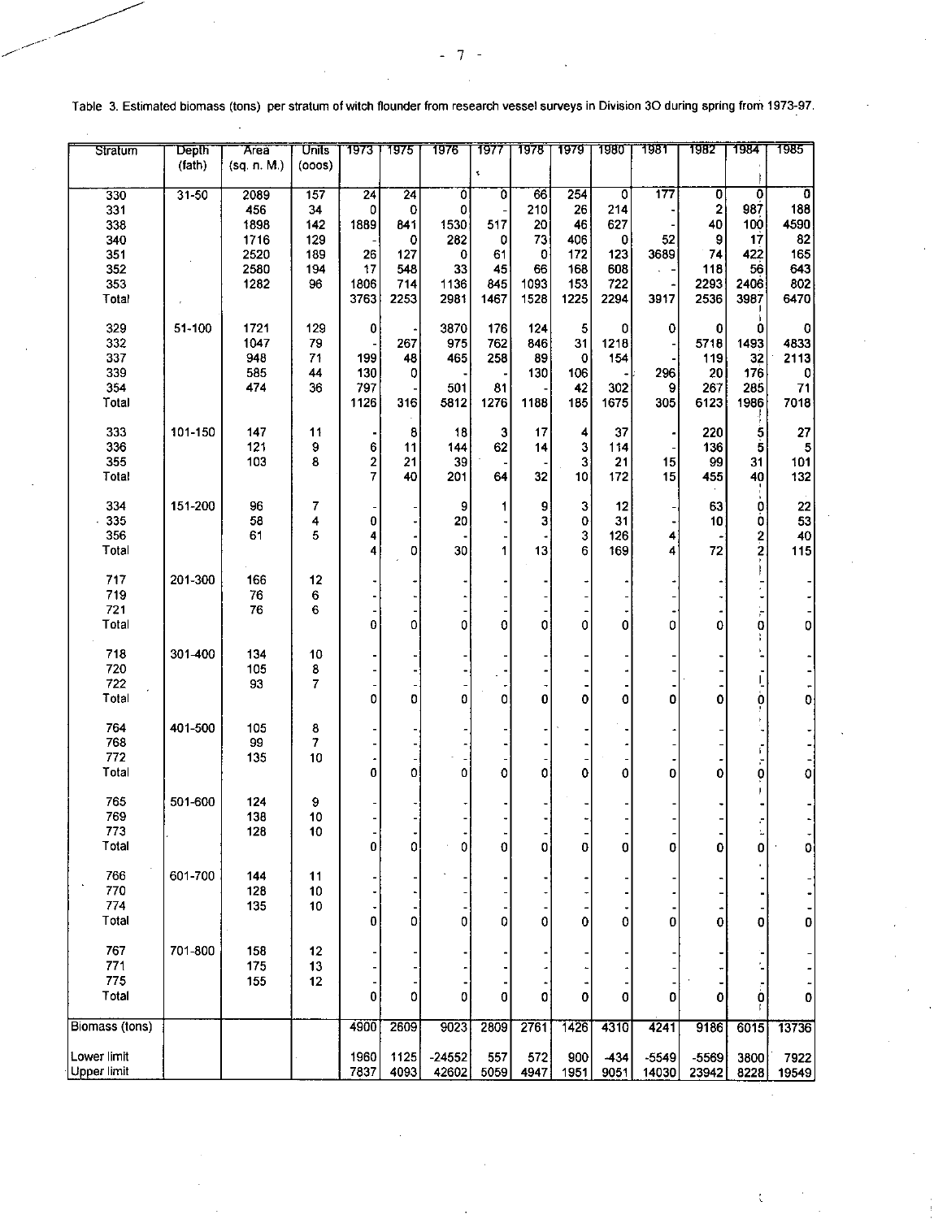Table 3. Estimated biomass (tons) per stratum of witch flounder from research vessel surveys in Division 3O during spring from 1973-97.

| Stratum | Depth (fath) | Area (sq. n. M.) | Units (ooos) | 1973 | 1975 | 1976 | 1977 | 1978 | 1979 | 1980 | 1981 | 1982 | 1984 | 1985 |
|---|---|---|---|---|---|---|---|---|---|---|---|---|---|---|
| 330 | 31-50 | 2089 | 157 | 24 | 24 | 0 | 0 | 66 | 254 | 0 | 177 | 0 | 0 | 0 |
| 331 | | 456 | 34 | 0 | 0 | 0 | - | 210 | 26 | 214 | - | 2 | 987 | 188 |
| 338 | | 1898 | 142 | 1889 | 841 | 1530 | 517 | 20 | 46 | 627 | - | 40 | 100 | 4590 |
| 340 | | 1716 | 129 | - | 0 | 282 | 0 | 73 | 406 | 0 | 52 | 9 | 17 | 82 |
| 351 | | 2520 | 189 | 26 | 127 | 0 | 61 | 0 | 172 | 123 | 3689 | 74 | 422 | 165 |
| 352 | | 2580 | 194 | 17 | 548 | 33 | 45 | 66 | 168 | 608 | - | 118 | 56 | 643 |
| 353 | | 1282 | 96 | 1806 | 714 | 1136 | 845 | 1093 | 153 | 722 | - | 2293 | 2406 | 802 |
| Total | | | | 3763 | 2253 | 2981 | 1467 | 1528 | 1225 | 2294 | 3917 | 2536 | 3987 | 6470 |
| 329 | 51-100 | 1721 | 129 | 0 | - | 3870 | 176 | 124 | 5 | 0 | 0 | 0 | 0 | 0 |
| 332 | | 1047 | 79 | - | 267 | 975 | 762 | 846 | 31 | 1218 | - | 5718 | 1493 | 4833 |
| 337 | | 948 | 71 | 199 | 48 | 465 | 258 | 89 | 0 | 154 | - | 119 | 32 | 2113 |
| 339 | | 585 | 44 | 130 | 0 | - | - | 130 | 106 | - | 296 | 20 | 176 | 0 |
| 354 | | 474 | 36 | 797 | - | 501 | 81 | - | 42 | 302 | 9 | 267 | 285 | 71 |
| Total | | | | 1126 | 316 | 5812 | 1276 | 1188 | 185 | 1675 | 305 | 6123 | 1986 | 7018 |
| 333 | 101-150 | 147 | 11 | - | 8 | 18 | 3 | 17 | 4 | 37 | - | 220 | 5 | 27 |
| 336 | | 121 | 9 | 6 | 11 | 144 | 62 | 14 | 3 | 114 | - | 136 | 5 | 5 |
| 355 | | 103 | 8 | 2 | 21 | 39 | - | - | 3 | 21 | 15 | 99 | 31 | 101 |
| Total | | | | 7 | 40 | 201 | 64 | 32 | 10 | 172 | 15 | 455 | 40 | 132 |
| 334 | 151-200 | 96 | 7 | - | - | 9 | 1 | 9 | 3 | 12 | - | 63 | 0 | 22 |
| 335 | | 58 | 4 | 0 | - | 20 | - | 3 | 0 | 31 | - | 10 | 0 | 53 |
| 356 | | 61 | 5 | 4 | - | - | - | - | 3 | 126 | 4 | - | 2 | 40 |
| Total | | | | 4 | 0 | 30 | 1 | 13 | 6 | 169 | 4 | 72 | 2 | 115 |
| 717 | 201-300 | 166 | 12 | - | - | - | - | - | - | - | - | - | - | - |
| 719 | | 76 | 6 | - | - | - | - | - | - | - | - | - | - | - |
| 721 | | 76 | 6 | - | - | - | - | - | - | - | - | - | - | - |
| Total | | | | 0 | 0 | 0 | 0 | 0 | 0 | 0 | 0 | 0 | 0 | 0 |
| 718 | 301-400 | 134 | 10 | - | - | - | - | - | - | - | - | - | - | - |
| 720 | | 105 | 8 | - | - | - | - | - | - | - | - | - | - | - |
| 722 | | 93 | 7 | - | - | - | - | - | - | - | - | - | - | - |
| Total | | | | 0 | 0 | 0 | 0 | 0 | 0 | 0 | 0 | 0 | 0 | 0 |
| 764 | 401-500 | 105 | 8 | - | - | - | - | - | - | - | - | - | - | - |
| 768 | | 99 | 7 | - | - | - | - | - | - | - | - | - | - | - |
| 772 | | 135 | 10 | - | - | - | - | - | - | - | - | - | - | - |
| Total | | | | 0 | 0 | 0 | 0 | 0 | 0 | 0 | 0 | 0 | 0 | 0 |
| 765 | 501-600 | 124 | 9 | - | - | - | - | - | - | - | - | - | - | - |
| 769 | | 138 | 10 | - | - | - | - | - | - | - | - | - | - | - |
| 773 | | 128 | 10 | - | - | - | - | - | - | - | - | - | - | - |
| Total | | | | 0 | 0 | 0 | 0 | 0 | 0 | 0 | 0 | 0 | 0 | 0 |
| 766 | 601-700 | 144 | 11 | - | - | - | - | - | - | - | - | - | - | - |
| 770 | | 128 | 10 | - | - | - | - | - | - | - | - | - | - | - |
| 774 | | 135 | 10 | - | - | - | - | - | - | - | - | - | - | - |
| Total | | | | 0 | 0 | 0 | 0 | 0 | 0 | 0 | 0 | 0 | 0 | 0 |
| 767 | 701-800 | 158 | 12 | - | - | - | - | - | - | - | - | - | - | - |
| 771 | | 175 | 13 | - | - | - | - | - | - | - | - | - | - | - |
| 775 | | 155 | 12 | - | - | - | - | - | - | - | - | - | - | - |
| Total | | | | 0 | 0 | 0 | 0 | 0 | 0 | 0 | 0 | 0 | 0 | 0 |
| Biomass (tons) | | | | 4900 | 2609 | 9023 | 2809 | 2761 | 1426 | 4310 | 4241 | 9186 | 6015 | 13736 |
| Lower limit | | | | 1960 | 1125 | -24552 | 557 | 572 | 900 | -434 | -5549 | -5569 | 3800 | 7922 |
| Upper limit | | | | 7837 | 4093 | 42602 | 5059 | 4947 | 1951 | 9051 | 14030 | 23942 | 8228 | 19549 |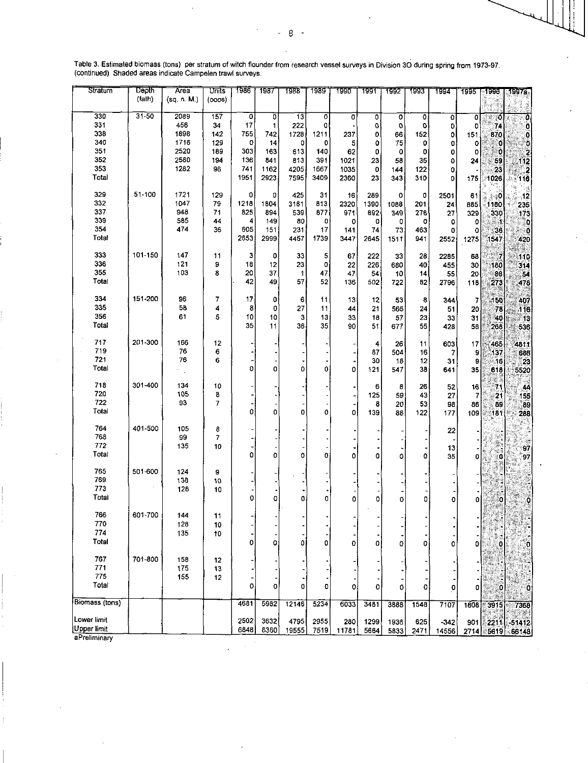Table 3. Estimated biomass (tons) per stratum of witch flounder from research vessel surveys in Division 3O during spring from 1973-97. (continued) Shaded areas indicate Campelen trawl surveys.

| Stratum | Depth (fath) | Area (sq. n. M.) | Units (ooos) | 1986 | 1987 | 1988 | 1989 | 1990 | 1991 | 1992 | 1993 | 1994 | 1995 | 1996 | 1997a |
|---|---|---|---|---|---|---|---|---|---|---|---|---|---|---|---|
| 330 | 31-50 | 2089 | 157 | 0 | 0 | 13 | 0 | 0 | 0 | 0 | 0 | 0 | 0 | 0 | 0 |
| 331 | | 456 | 34 | 17 | 1 | 222 | 0 | - | 0 | 0 | 0 | 0 | 0 | 74 | 0 |
| 338 | | 1898 | 142 | 755 | 742 | 1728 | 1211 | 237 | 0 | 66 | 152 | 0 | 151 | 870 | 0 |
| 340 | | 1716 | 129 | 0 | 14 | 0 | 0 | 5 | 0 | 75 | 0 | 0 | 0 | 0 | 0 |
| 351 | | 2520 | 189 | 303 | 163 | 613 | 140 | 62 | 0 | 0 | 0 | 0 | 0 | 0 | 2 |
| 352 | | 2580 | 194 | 136 | 841 | 813 | 391 | 1021 | 23 | 58 | 35 | 0 | 24 | 59 | 112 |
| 353 | | 1282 | 96 | 741 | 1162 | 4205 | 1667 | 1035 | 0 | 144 | 122 | 0 | - | 23 | 2 |
| Total | | | | 1951 | 2923 | 7595 | 3409 | 2360 | 23 | 343 | 310 | 0 | 175 | 1026 | 116 |
| 329 | 51-100 | 1721 | 129 | 0 | 0 | 425 | 31 | 16 | 289 | 0 | 0 | 2501 | 61 | 0 | 12 |
| 332 | | 1047 | 79 | 1218 | 1804 | 3181 | 813 | 2320 | 1390 | 1088 | 201 | 24 | 885 | 1180 | 235 |
| 337 | | 948 | 71 | 825 | 894 | 539 | 877 | 971 | 892 | 349 | 276 | 27 | 329 | 330 | 173 |
| 339 | | 585 | 44 | 4 | 149 | 80 | 0 | 0 | 0 | 0 | 0 | 0 | 0 | 1 | 0 |
| 354 | | 474 | 36 | 605 | 151 | 231 | 17 | 141 | 74 | 73 | 463 | 0 | 0 | 36 | 0 |
| Total | | | | 2653 | 2999 | 4457 | 1739 | 3447 | 2645 | 1511 | 941 | 2552 | 1275 | 1547 | 420 |
| 333 | 101-150 | 147 | 11 | 3 | 0 | 33 | 5 | 67 | 222 | 33 | 28 | 2285 | 68 | 7 | 110 |
| 336 | | 121 | 9 | 18 | 12 | 23 | 0 | 22 | 226 | 680 | 40 | 455 | 30 | 180 | 314 |
| 355 | | 103 | 8 | 20 | 37 | 1 | 47 | 47 | 54 | 10 | 14 | 55 | 20 | 86 | 54 |
| Total | | | | 42 | 49 | 57 | 52 | 136 | 502 | 722 | 82 | 2796 | 118 | 273 | 478 |
| 334 | 151-200 | 96 | 7 | 17 | 0 | 6 | 11 | 13 | 12 | 53 | 8 | 344 | 7 | 150 | 407 |
| 335 | | 58 | 4 | 8 | 0 | 27 | 11 | 44 | 21 | 566 | 24 | 51 | 20 | 78 | 116 |
| 356 | | 61 | 5 | 10 | 10 | 3 | 13 | 33 | 18 | 57 | 23 | 33 | 31 | 40 | 13 |
| Total | | | | 35 | 11 | 36 | 35 | 90 | 51 | 677 | 55 | 428 | 58 | 268 | 536 |
| 717 | 201-300 | 166 | 12 | - | - | - | - | - | 4 | 26 | 11 | 603 | 17 | 465 | 4811 |
| 719 | | 76 | 6 | - | - | - | - | - | 87 | 504 | 16 | 7 | 9 | 137 | 686 |
| 721 | | 76 | 6 | - | - | - | - | - | 30 | 18 | 12 | 31 | 9 | 16 | 23 |
| Total | | | | 0 | 0 | 0 | 0 | 0 | 121 | 547 | 38 | 641 | 35 | 618 | 5520 |
| 718 | 301-400 | 134 | 10 | - | - | - | - | - | 6 | 8 | 26 | 52 | 16 | 71 | 44 |
| 720 | | 105 | 8 | - | - | - | - | - | 125 | 59 | 43 | 27 | 7 | 21 | 155 |
| 722 | | 93 | 7 | - | - | - | - | - | 8 | 20 | 53 | 98 | 86 | 89 | 89 |
| Total | | | | 0 | 0 | 0 | 0 | 0 | 139 | 88 | 122 | 177 | 109 | 181 | 288 |
| 764 | 401-500 | 105 | 8 | - | - | - | - | - | - | - | - | 22 | - | - | - |
| 768 | | 99 | 7 | - | - | - | - | - | - | - | - | - | - | - | - |
| 772 | | 135 | 10 | - | - | - | - | - | - | - | - | 13 | - | - | 97 |
| Total | | | | 0 | 0 | 0 | 0 | 0 | 0 | 0 | 0 | 35 | 0 | 0 | 97 |
| 765 | 501-600 | 124 | 9 | - | - | - | - | - | - | - | - | - | - | - | - |
| 769 | | 138 | 10 | - | - | - | - | - | - | - | - | - | - | - | - |
| 773 | | 128 | 10 | - | - | - | - | - | - | - | - | - | - | - | - |
| Total | | | | 0 | 0 | 0 | 0 | 0 | 0 | 0 | 0 | 0 | 0 | 0 | 0 |
| 766 | 601-700 | 144 | 11 | - | - | - | - | - | - | - | - | - | - | - | - |
| 770 | | 128 | 10 | - | - | - | - | - | - | - | - | - | - | - | - |
| 774 | | 135 | 10 | - | - | - | - | - | - | - | - | - | - | - | - |
| Total | | | | 0 | 0 | 0 | 0 | 0 | 0 | 0 | 0 | 0 | 0 | 0 | 0 |
| 767 | 701-800 | 158 | 12 | - | - | - | - | - | - | - | - | - | - | - | - |
| 771 | | 175 | 13 | - | - | - | - | - | - | - | - | - | - | - | - |
| 775 | | 155 | 12 | - | - | - | - | - | - | - | - | - | - | - | - |
| Total | | | | 0 | 0 | 0 | 0 | 0 | 0 | 0 | 0 | 0 | 0 | 0 | 0 |
| Biomass (tons) | | | | 4681 | 5982 | 12146 | 5234 | 6033 | 3481 | 3888 | 1548 | 7107 | 1608 | 3915 | 7368 |
| Lower limit | | | | 2502 | 3632 | 4795 | 2955 | 280 | 1299 | 1936 | 625 | -342 | 901 | 2211 | -51412 |
| Upper limit | | | | 6848 | 8360 | 19555 | 7519 | 11781 | 5664 | 5833 | 2471 | 14556 | 2714 | 5619 | 66148 |

aPreliminary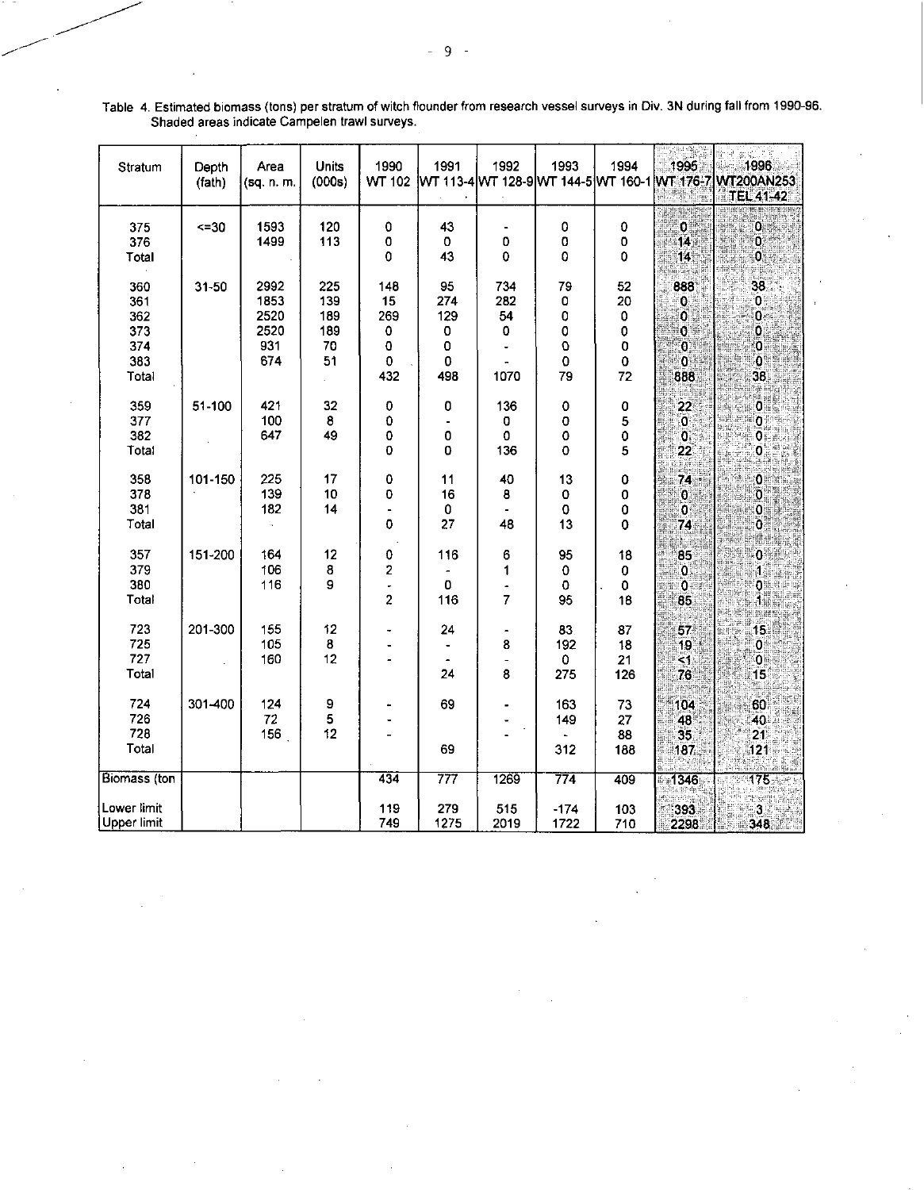Table 4. Estimated biomass (tons) per stratum of witch flounder from research vessel surveys in Div. 3N during fall from 1990-96. Shaded areas indicate Campelen trawl surveys.

| Stratum | Depth (fath) | Area (sq. n. m. | Units (000s) | 1990 WT 102 | 1991 WT 113-4 | 1992 WT 128-9 | 1993 WT 144-5 | 1994 WT 160-1 | 1995 WT 176-7 | 1996 WT200AN253 TEL 41-42 |
|---|---|---|---|---|---|---|---|---|---|---|
| 375 | <=30 | 1593 | 120 | 0 | 43 | - | 0 | 0 | 0 | 0 |
| 376 | | 1499 | 113 | 0 | 0 | 0 | 0 | 0 | 14 | 0 |
| Total | | | | 0 | 43 | 0 | 0 | 0 | 14 | 0 |
| 360 | 31-50 | 2992 | 225 | 148 | 95 | 734 | 79 | 52 | 888 | 38 |
| 361 | | 1853 | 139 | 15 | 274 | 282 | 0 | 20 | 0 | 0 |
| 362 | | 2520 | 189 | 269 | 129 | 54 | 0 | 0 | 0 | 0 |
| 373 | | 2520 | 189 | 0 | 0 | 0 | 0 | 0 | 0 | 0 |
| 374 | | 931 | 70 | 0 | 0 | - | 0 | 0 | 0 | 0 |
| 383 | | 674 | 51 | 0 | 0 | - | 0 | 0 | 0 | 0 |
| Total | | | | 432 | 498 | 1070 | 79 | 72 | 888 | 38 |
| 359 | 51-100 | 421 | 32 | 0 | 0 | 136 | 0 | 0 | 22 | 0 |
| 377 | | 100 | 8 | 0 | - | 0 | 0 | 5 | 0 | 0 |
| 382 | | 647 | 49 | 0 | 0 | 0 | 0 | 0 | 0 | 0 |
| Total | | | | 0 | 0 | 136 | 0 | 5 | 22 | 0 |
| 358 | 101-150 | 225 | 17 | 0 | 11 | 40 | 13 | 0 | 74 | 0 |
| 378 | | 139 | 10 | 0 | 16 | 8 | 0 | 0 | 0 | 0 |
| 381 | | 182 | 14 | - | 0 | - | 0 | 0 | 0 | 0 |
| Total | | | | 0 | 27 | 48 | 13 | 0 | 74 | 0 |
| 357 | 151-200 | 164 | 12 | 0 | 116 | 6 | 95 | 18 | 85 | 0 |
| 379 | | 106 | 8 | 2 | - | 1 | 0 | 0 | 0 | 1 |
| 380 | | 116 | 9 | - | 0 | - | 0 | 0 | 0 | 0 |
| Total | | | | 2 | 116 | 7 | 95 | 18 | 85 | 1 |
| 723 | 201-300 | 155 | 12 | - | 24 | - | 83 | 87 | 57 | 15 |
| 725 | | 105 | 8 | - | - | 8 | 192 | 18 | 19 | 0 |
| 727 | | 160 | 12 | - | - | - | 0 | 21 | <1 | 0 |
| Total | | | | | 24 | 8 | 275 | 126 | 76 | 15 |
| 724 | 301-400 | 124 | 9 | - | 69 | - | 163 | 73 | 104 | 60 |
| 726 | | 72 | 5 | - | | - | 149 | 27 | 48 | 40 |
| 728 | | 156 | 12 | - | | - | - | 88 | 35 | 21 |
| Total | | | | | 69 | | 312 | 188 | 187 | 121 |
| Biomass (ton | | | | 434 | 777 | 1269 | 774 | 409 | 1346 | 175 |
| Lower limit | | | | 119 | 279 | 515 | -174 | 103 | 393 | 3 |
| Upper limit | | | | 749 | 1275 | 2019 | 1722 | 710 | 2298 | 348 |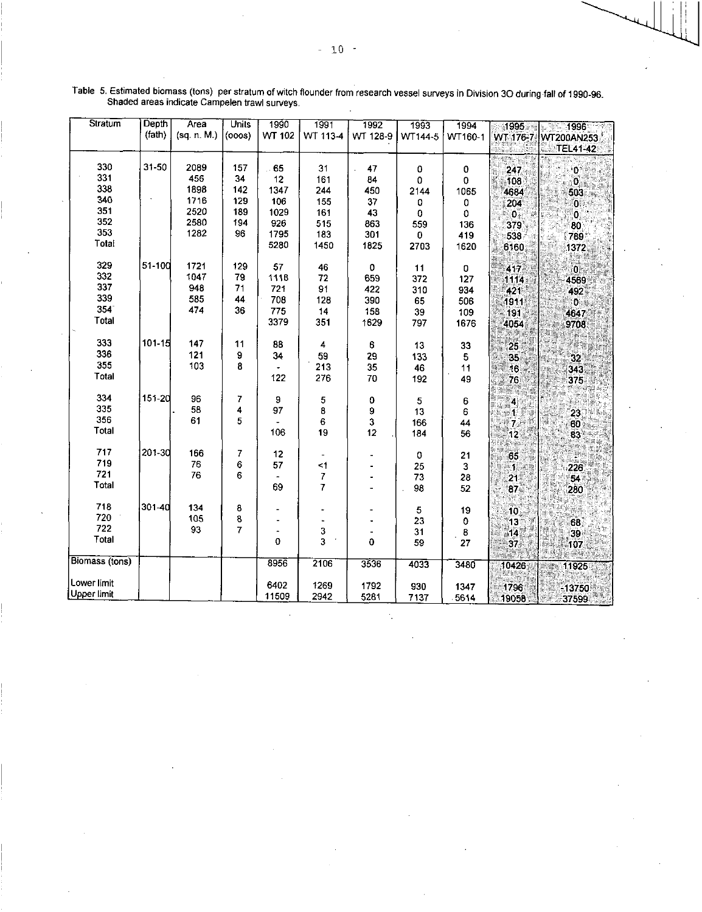Table 5. Estimated biomass (tons) per stratum of witch flounder from research vessel surveys in Division 3O during fall of 1990-96. Shaded areas indicate Campelen trawl surveys.

| Stratum | Depth (fath) | Area (sq. n. M.) | Units (ooos) | 1990 WT 102 | 1991 WT 113-4 | 1992 WT 128-9 | 1993 WT144-5 | 1994 WT160-1 | 1995 WT 176-7 | 1996 WT200AN253 TEL41-42 |
|---|---|---|---|---|---|---|---|---|---|---|
| 330 | 31-50 | 2089 | 157 | 65 | 31 | 47 | 0 | 0 | 247 | 0 |
| 331 | | 456 | 34 | 12 | 161 | 84 | 0 | 0 | 108 | 0 |
| 338 | | 1898 | 142 | 1347 | 244 | 450 | 2144 | 1065 | 4684 | 503 |
| 340 | | 1716 | 129 | 106 | 155 | 37 | 0 | 0 | 204 | 0 |
| 351 | | 2520 | 189 | 1029 | 161 | 43 | 0 | 0 | 0 | 0 |
| 352 | | 2580 | 194 | 926 | 515 | 863 | 559 | 136 | 379 | 80 |
| 353 | | 1282 | 96 | 1795 | 183 | 301 | 0 | 419 | 538 | 789 |
| Total | | | | 5280 | 1450 | 1825 | 2703 | 1620 | 6160 | 1372 |
| 329 | 51-100 | 1721 | 129 | 57 | 46 | 0 | 11 | 0 | 417 | 0 |
| 332 | | 1047 | 79 | 1118 | 72 | 659 | 372 | 127 | 1114 | 4569 |
| 337 | | 948 | 71 | 721 | 91 | 422 | 310 | 934 | 421 | 492 |
| 339 | | 585 | 44 | 708 | 128 | 390 | 65 | 506 | 1911 | 0 |
| 354 | | 474 | 36 | 775 | 14 | 158 | 39 | 109 | 191 | 4647 |
| Total | | | | 3379 | 351 | 1629 | 797 | 1676 | 4054 | 9708 |
| 333 | 101-150 | 147 | 11 | 88 | 4 | 6 | 13 | 33 | 25 | |
| 336 | | 121 | 9 | 34 | 59 | 29 | 133 | 5 | 35 | 32 |
| 355 | | 103 | 8 | - | 213 | 35 | 46 | 11 | 16 | 343 |
| Total | | | | 122 | 276 | 70 | 192 | 49 | 76 | 375 |
| 334 | 151-200 | 96 | 7 | 9 | 5 | 0 | 5 | 6 | 4 | |
| 335 | | 58 | 4 | 97 | 8 | 9 | 13 | 6 | 1 | 23 |
| 356 | | 61 | 5 | - | 6 | 3 | 166 | 44 | 7 | 60 |
| Total | | | | 106 | 19 | 12 | 184 | 56 | 12 | 83 |
| 717 | 201-300 | 166 | 7 | 12 | - | - | 0 | 21 | 65 | - |
| 719 | | 76 | 6 | 57 | <1 | - | 25 | 3 | 1 | 226 |
| 721 | | 76 | 6 | - | 7 | - | 73 | 28 | 21 | 54 |
| Total | | | | 69 | 7 | - | 98 | 52 | 87 | 280 |
| 718 | 301-400 | 134 | 8 | - | - | - | 5 | 19 | 10 | |
| 720 | | 105 | 8 | - | - | - | 23 | 0 | 13 | 68 |
| 722 | | 93 | 7 | - | 3 | - | 31 | 8 | 14 | 39 |
| Total | | | | 0 | 3 | 0 | 59 | 27 | 37 | 107 |
| Biomass (tons) | | | | 8956 | 2106 | 3536 | 4033 | 3480 | 10426 | 11925 |
| Lower limit | | | | 6402 | 1269 | 1792 | 930 | 1347 | 1796 | -13750 |
| Upper limit | | | | 11509 | 2942 | 5281 | 7137 | 5614 | 19056 | 37599 |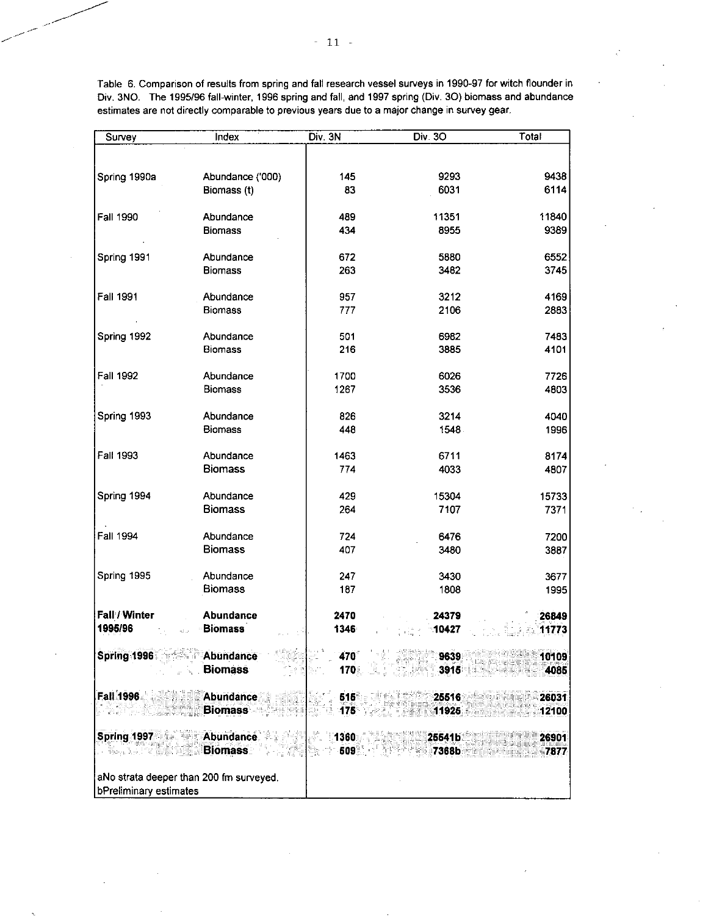Table 6. Comparison of results from spring and fall research vessel surveys in 1990-97 for witch flounder in Div. 3NO. The 1995/96 fall-winter, 1996 spring and fall, and 1997 spring (Div. 3O) biomass and abundance estimates are not directly comparable to previous years due to a major change in survey gear.

| Survey | Index | Div. 3N | Div. 3O | Total |
|---|---|---|---|---|
| Spring 1990a | Abundance ('000) | 145 | 9293 | 9438 |
| | Biomass (t) | 83 | 6031 | 6114 |
| Fall 1990 | Abundance | 489 | 11351 | 11840 |
| | Biomass | 434 | 8955 | 9389 |
| Spring 1991 | Abundance | 672 | 5880 | 6552 |
| | Biomass | 263 | 3482 | 3745 |
| Fall 1991 | Abundance | 957 | 3212 | 4169 |
| | Biomass | 777 | 2106 | 2883 |
| Spring 1992 | Abundance | 501 | 6982 | 7483 |
| | Biomass | 216 | 3885 | 4101 |
| Fall 1992 | Abundance | 1700 | 6026 | 7726 |
| | Biomass | 1267 | 3536 | 4803 |
| Spring 1993 | Abundance | 826 | 3214 | 4040 |
| | Biomass | 448 | 1548 | 1996 |
| Fall 1993 | Abundance | 1463 | 6711 | 8174 |
| | Biomass | 774 | 4033 | 4807 |
| Spring 1994 | Abundance | 429 | 15304 | 15733 |
| | Biomass | 264 | 7107 | 7371 |
| Fall 1994 | Abundance | 724 | 6476 | 7200 |
| | Biomass | 407 | 3480 | 3887 |
| Spring 1995 | Abundance | 247 | 3430 | 3677 |
| | Biomass | 187 | 1808 | 1995 |
| **Fall / Winter 1995/96** | **Abundance** | **2470** | **24379** | **26849** |
| | **Biomass** | **1346** | **10427** | **11773** |
| **Spring 1996** | **Abundance** | **470** | **9639** | **10109** |
| | **Biomass** | **170** | **3915** | **4085** |
| **Fall 1996** | **Abundance** | **515** | **25516** | **26031** |
| | **Biomass** | **175** | **11925** | **12100** |
| **Spring 1997** | **Abundance** | **1360** | **25541b** | **26901** |
| | **Biomass** | **509** | **7368b** | **7877** |

aNo strata deeper than 200 fm surveyed.
bPreliminary estimates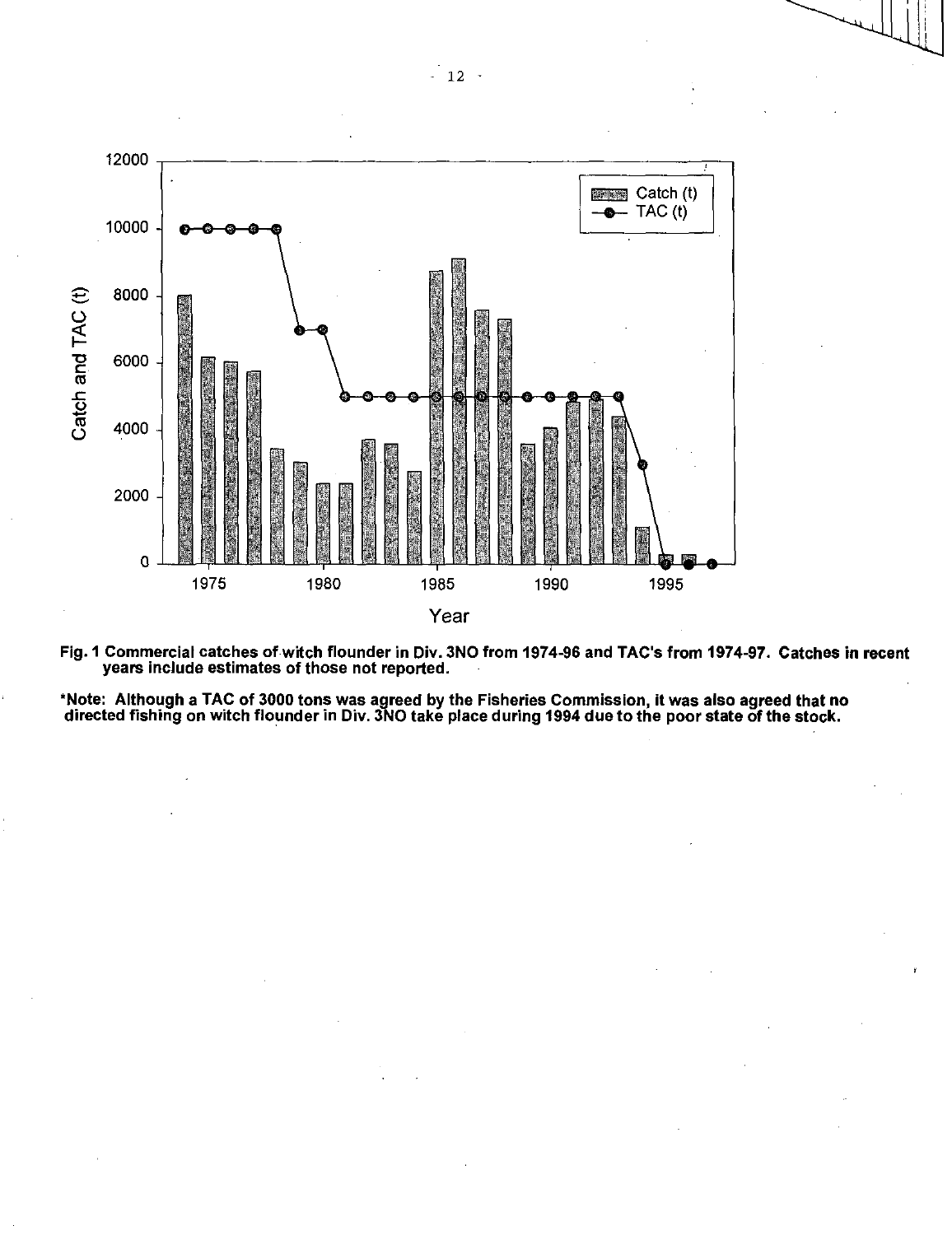Fig. 1 Commercial catches of witch flounder in Div. 3NO from 1974-96 and TAC's from 1974-97. Catches in recent years include estimates of those not reported.

*Note: Although a TAC of 3000 tons was agreed by the Fisheries Commission, it was also agreed that no directed fishing on witch flounder in Div. 3NO take place during 1994 due to the poor state of the stock.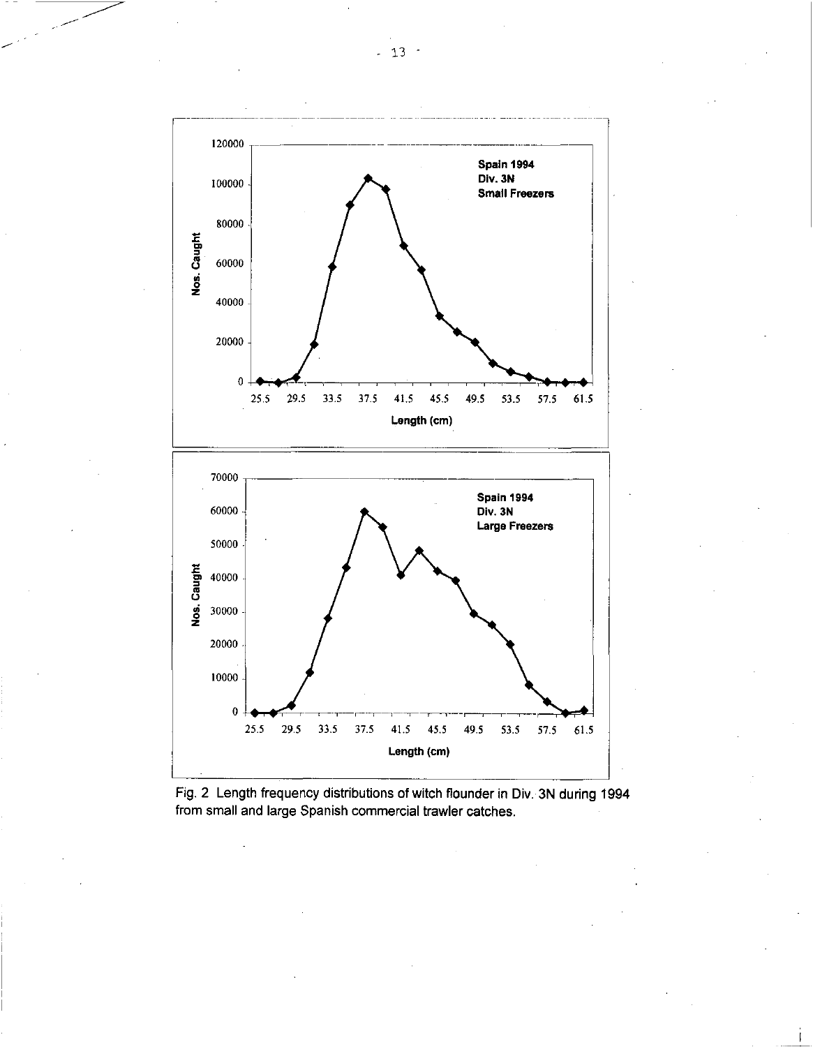Fig. 2 Length frequency distributions of witch flounder in Div. 3N during 1994 from small and large Spanish commercial trawler catches.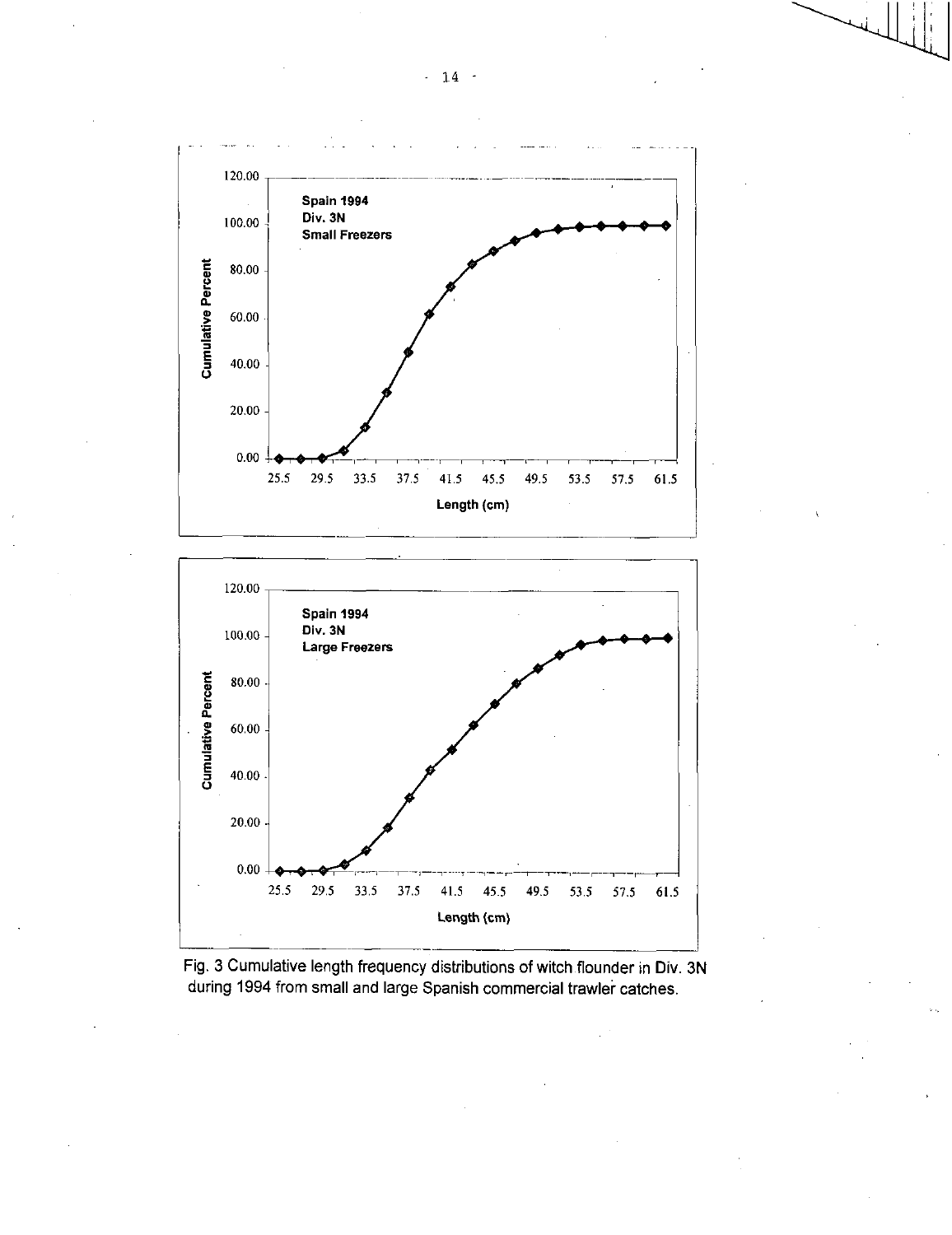Fig. 3 Cumulative length frequency distributions of witch flounder in Div. 3N during 1994 from small and large Spanish commercial trawler catches.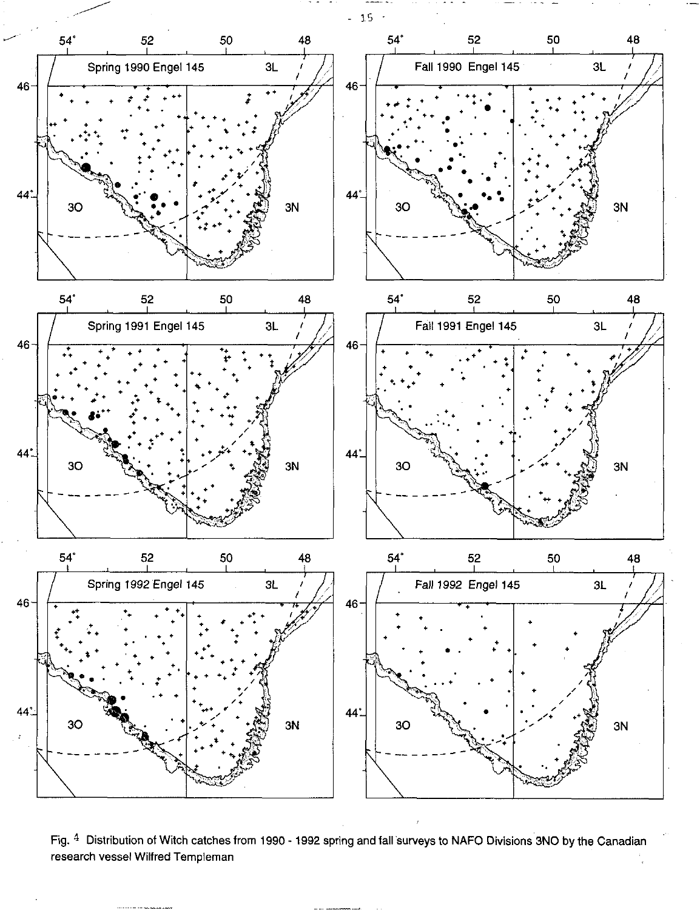Fig. 4 Distribution of Witch catches from 1990 - 1992 spring and fall surveys to NAFO Divisions 3NO by the Canadian research vessel Wilfred Templeman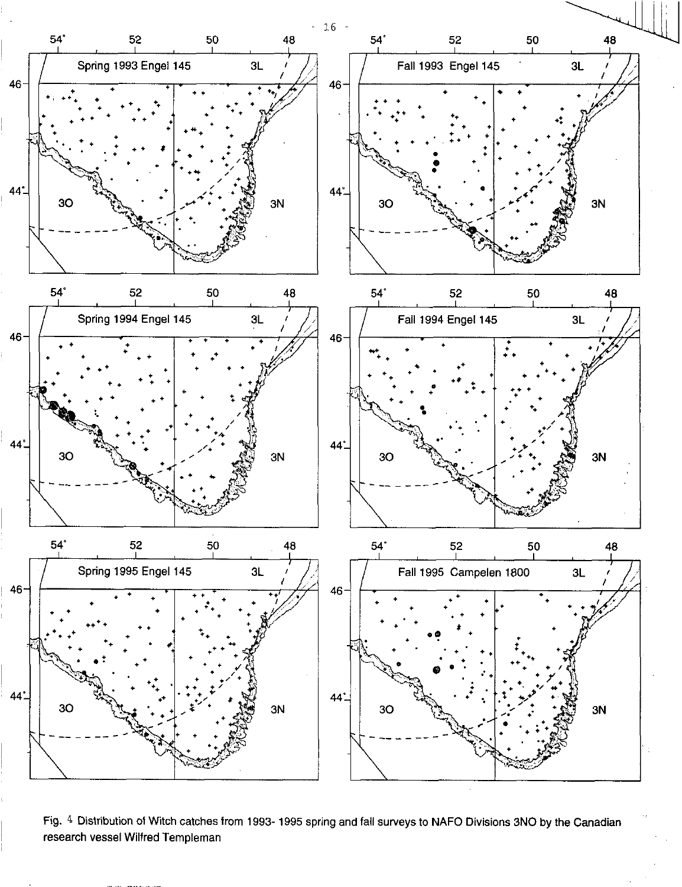Fig. 4 Distribution of Witch catches from 1993- 1995 spring and fall surveys to NAFO Divisions 3NO by the Canadian research vessel Wilfred Templeman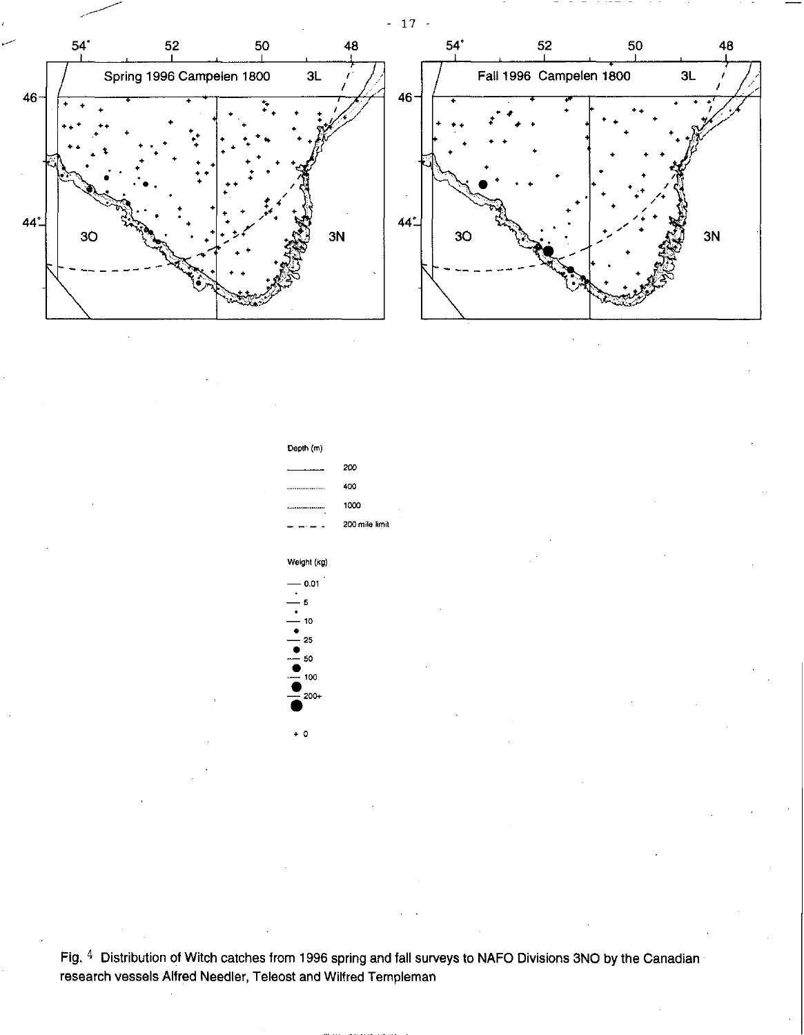Spring 1996 Campelen 1800

Fall 1996 Campelen 1800

Depth (m)

- 200
- 400
- 1000
- 200 mile limit

Weight (kg)

- 0.01
- 5
- 10
- 25
- 50
- 100
- 200+
- + 0

Fig. 4 Distribution of Witch catches from 1996 spring and fall surveys to NAFO Divisions 3NO by the Canadian research vessels Alfred Needler, Teleost and Wilfred Templeman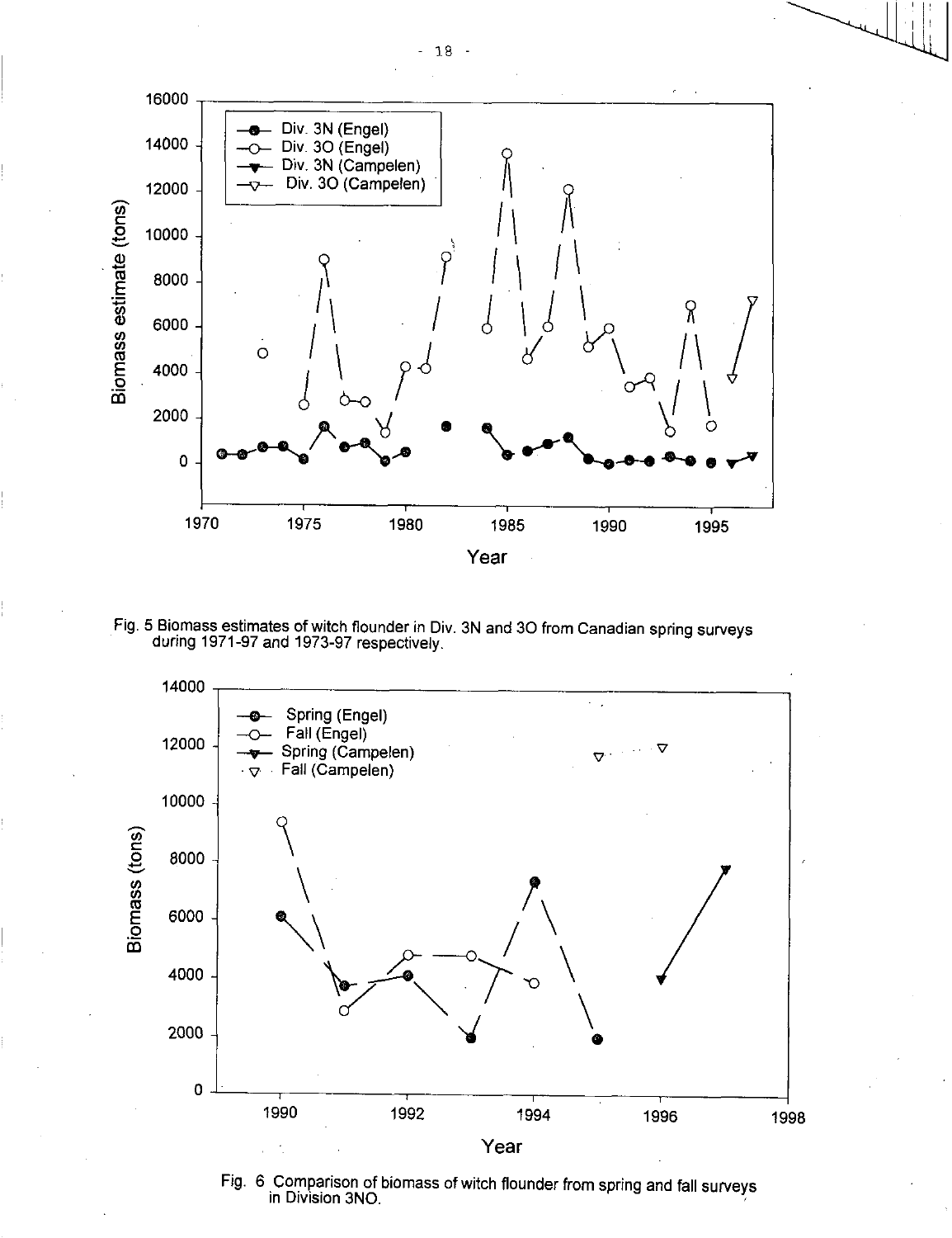Fig. 5 Biomass estimates of witch flounder in Div. 3N and 3O from Canadian spring surveys during 1971-97 and 1973-97 respectively.

Fig. 6 Comparison of biomass of witch flounder from spring and fall surveys in Division 3NO.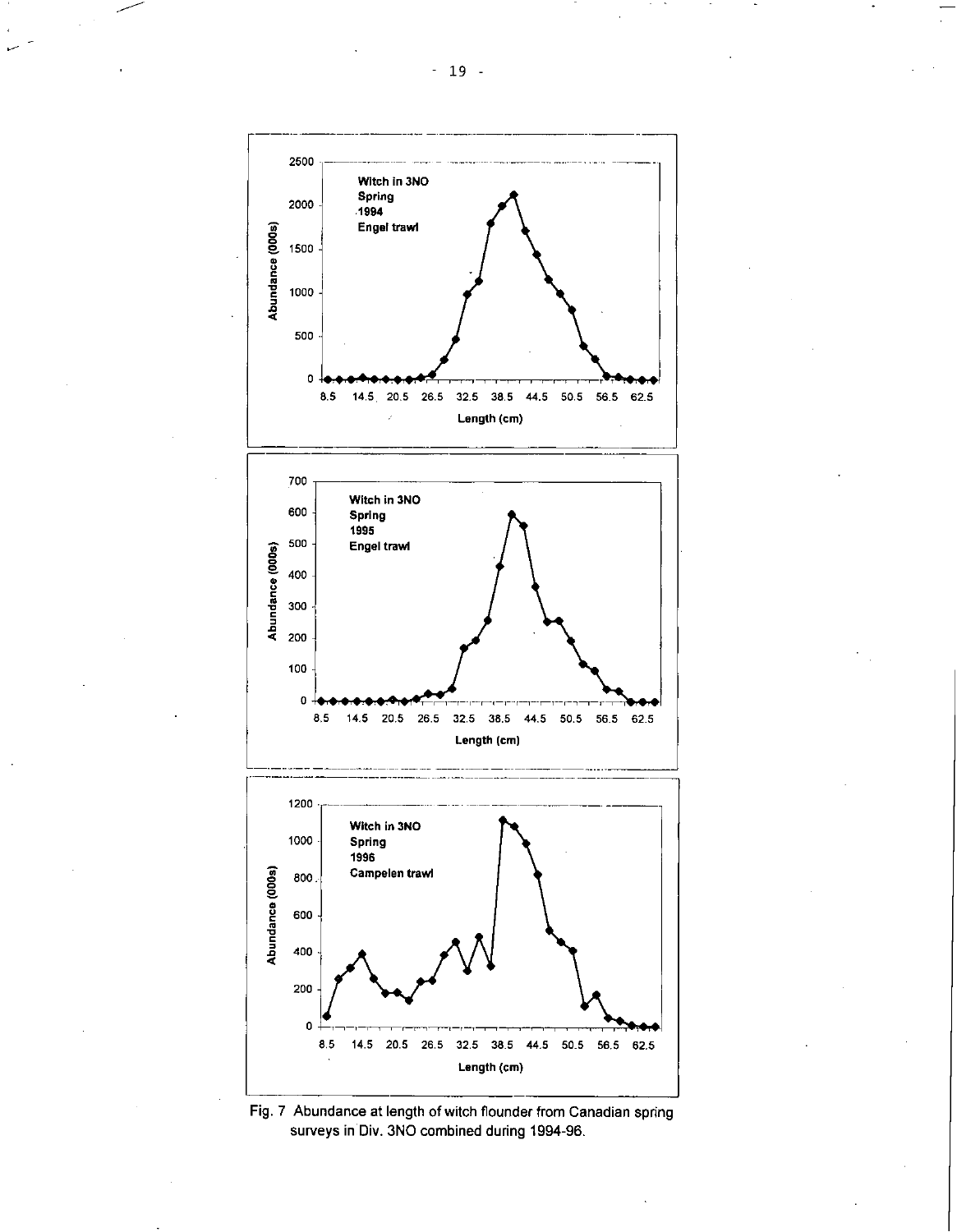Fig. 7 Abundance at length of witch flounder from Canadian spring surveys in Div. 3NO combined during 1994-96.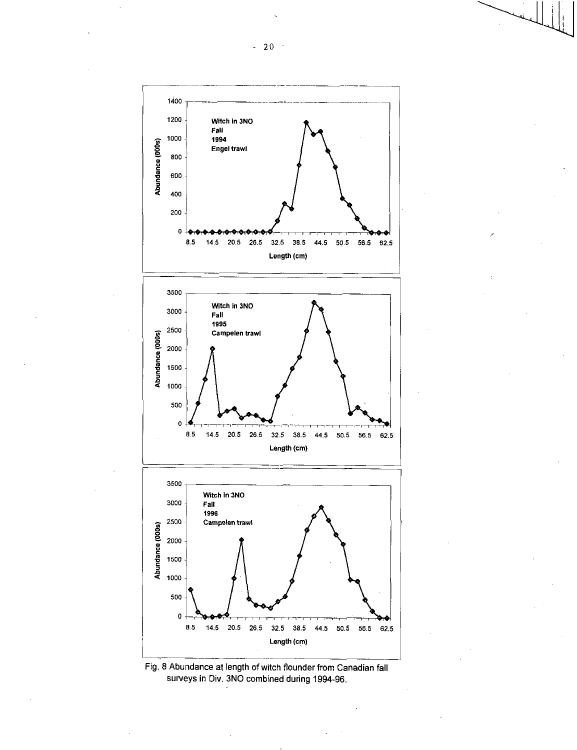1400
1200
1000
800
600
400
200
0

Abundance (000s)

Witch in 3NO
Fall
1994
Engel trawl

8.5 14.5 20.5 26.5 32.5 38.5 44.5 50.5 56.5 62.5

Length (cm)

3500
3000
2500
2000
1500
1000
500
0

Abundance (000s)

Witch in 3NO
Fall
1995
Campelen trawl

8.5 14.5 20.5 26.5 32.5 38.5 44.5 50.5 56.5 62.5

Length (cm)

3500
3000
2500
2000
1500
1000
500
0

Abundance (000s)

Witch in 3NO
Fall
1996
Campelen trawl

8.5 14.5 20.5 26.5 32.5 38.5 44.5 50.5 56.5 62.5

Length (cm)

Fig. 8 Abundance at length of witch flounder from Canadian fall surveys in Div. 3NO combined during 1994-96.